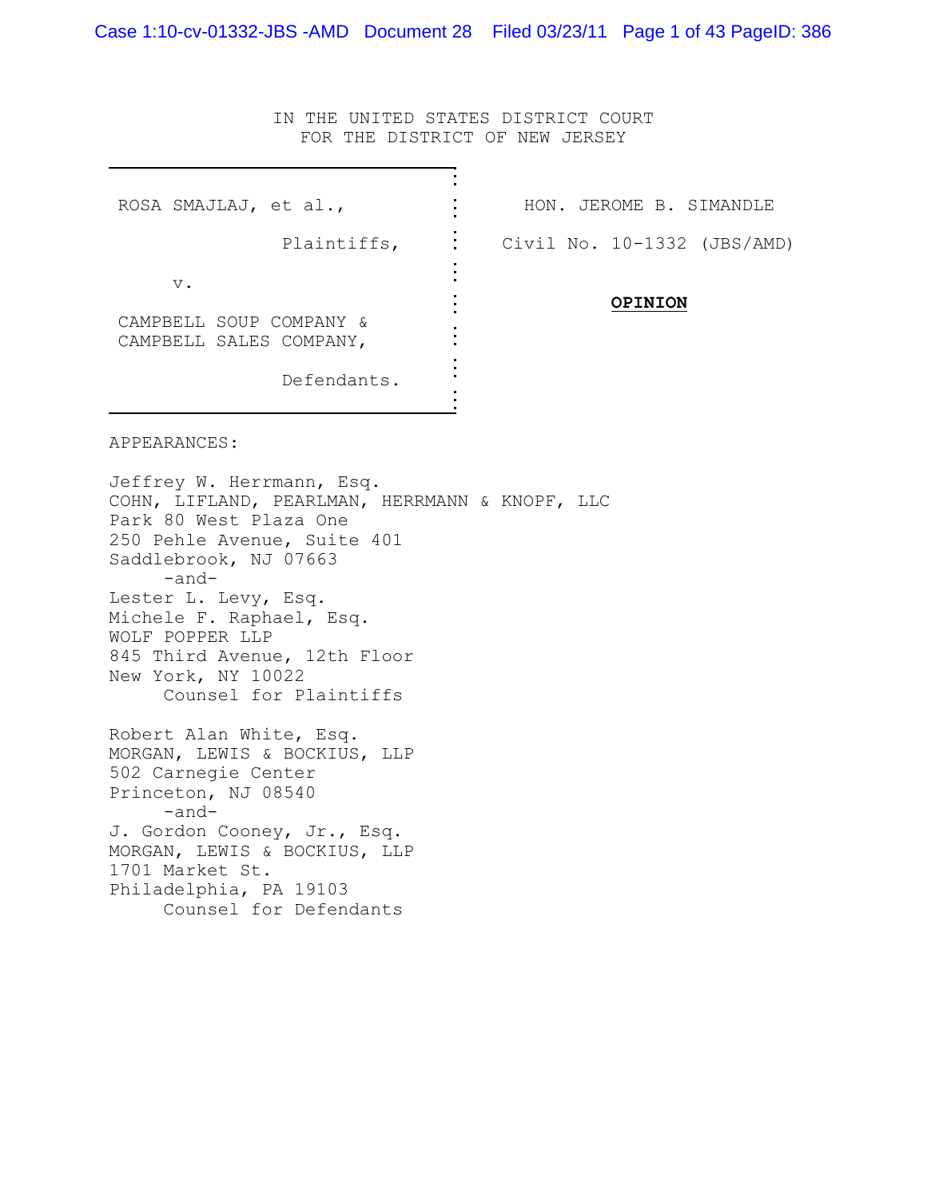IN THE UNITED STATES DISTRICT COURT
FOR THE DISTRICT OF NEW JERSEY

| | |
|---|---|
| ROSA SMAJLAJ, et al.,<br><br>Plaintiffs,<br><br>v.<br><br>CAMPBELL SOUP COMPANY & CAMPBELL SALES COMPANY,<br><br>Defendants. | HON. JEROME B. SIMANDLE<br><br>Civil No. 10-1332 (JBS/AMD)<br><br>**OPINION** |

APPEARANCES:

Jeffrey W. Herrmann, Esq.
COHN, LIFLAND, PEARLMAN, HERRMANN & KNOPF, LLC
Park 80 West Plaza One
250 Pehle Avenue, Suite 401
Saddlebrook, NJ 07663
-and-
Lester L. Levy, Esq.
Michele F. Raphael, Esq.
WOLF POPPER LLP
845 Third Avenue, 12th Floor
New York, NY 10022
Counsel for Plaintiffs

Robert Alan White, Esq.
MORGAN, LEWIS & BOCKIUS, LLP
502 Carnegie Center
Princeton, NJ 08540
-and-
J. Gordon Cooney, Jr., Esq.
MORGAN, LEWIS & BOCKIUS, LLP
1701 Market St.
Philadelphia, PA 19103
Counsel for Defendants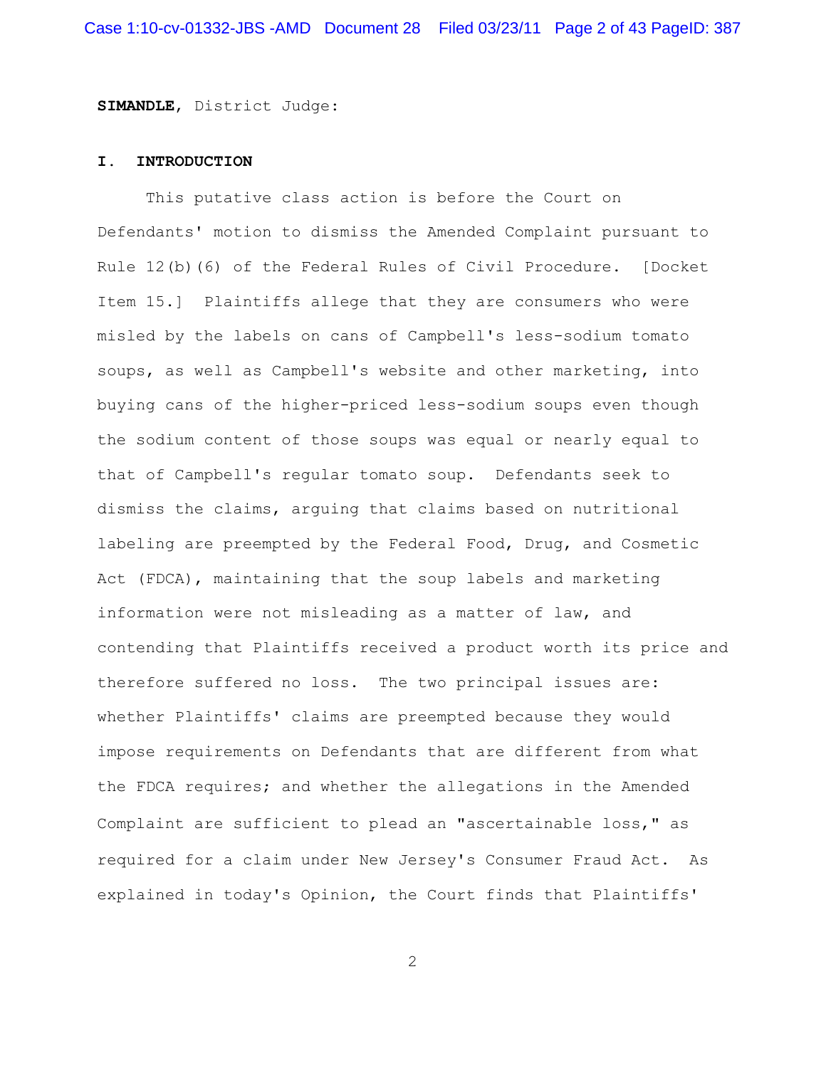**SIMANDLE**, District Judge:

## I. INTRODUCTION

This putative class action is before the Court on Defendants' motion to dismiss the Amended Complaint pursuant to Rule 12(b)(6) of the Federal Rules of Civil Procedure. [Docket Item 15.] Plaintiffs allege that they are consumers who were misled by the labels on cans of Campbell's less-sodium tomato soups, as well as Campbell's website and other marketing, into buying cans of the higher-priced less-sodium soups even though the sodium content of those soups was equal or nearly equal to that of Campbell's regular tomato soup. Defendants seek to dismiss the claims, arguing that claims based on nutritional labeling are preempted by the Federal Food, Drug, and Cosmetic Act (FDCA), maintaining that the soup labels and marketing information were not misleading as a matter of law, and contending that Plaintiffs received a product worth its price and therefore suffered no loss. The two principal issues are: whether Plaintiffs' claims are preempted because they would impose requirements on Defendants that are different from what the FDCA requires; and whether the allegations in the Amended Complaint are sufficient to plead an "ascertainable loss," as required for a claim under New Jersey's Consumer Fraud Act. As explained in today's Opinion, the Court finds that Plaintiffs'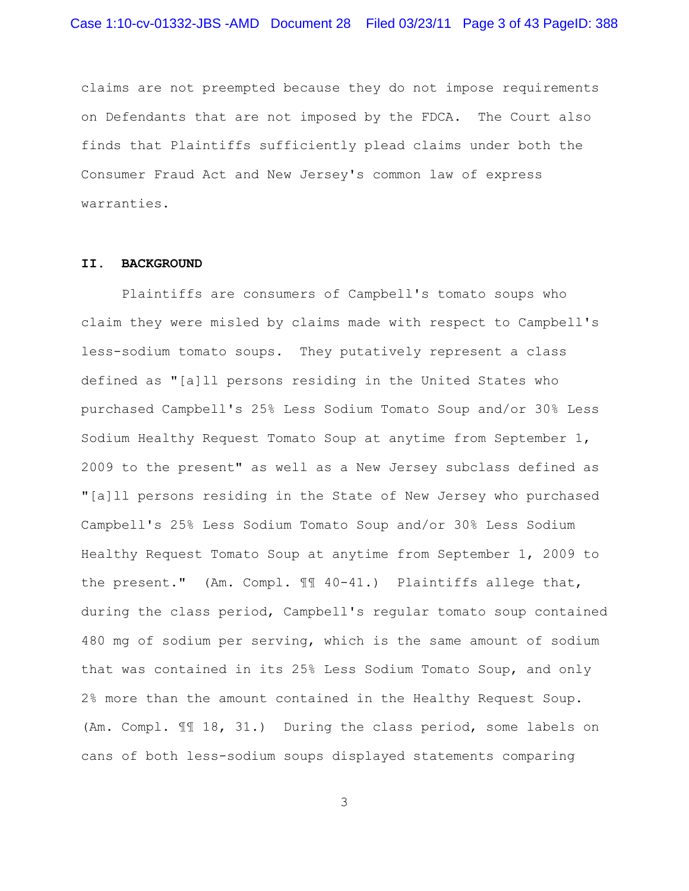claims are not preempted because they do not impose requirements on Defendants that are not imposed by the FDCA. The Court also finds that Plaintiffs sufficiently plead claims under both the Consumer Fraud Act and New Jersey's common law of express warranties.

## II. BACKGROUND

Plaintiffs are consumers of Campbell's tomato soups who claim they were misled by claims made with respect to Campbell's less-sodium tomato soups. They putatively represent a class defined as "[a]ll persons residing in the United States who purchased Campbell's 25% Less Sodium Tomato Soup and/or 30% Less Sodium Healthy Request Tomato Soup at anytime from September 1, 2009 to the present" as well as a New Jersey subclass defined as "[a]ll persons residing in the State of New Jersey who purchased Campbell's 25% Less Sodium Tomato Soup and/or 30% Less Sodium Healthy Request Tomato Soup at anytime from September 1, 2009 to the present." (Am. Compl. ¶¶ 40-41.) Plaintiffs allege that, during the class period, Campbell's regular tomato soup contained 480 mg of sodium per serving, which is the same amount of sodium that was contained in its 25% Less Sodium Tomato Soup, and only 2% more than the amount contained in the Healthy Request Soup. (Am. Compl. ¶¶ 18, 31.) During the class period, some labels on cans of both less-sodium soups displayed statements comparing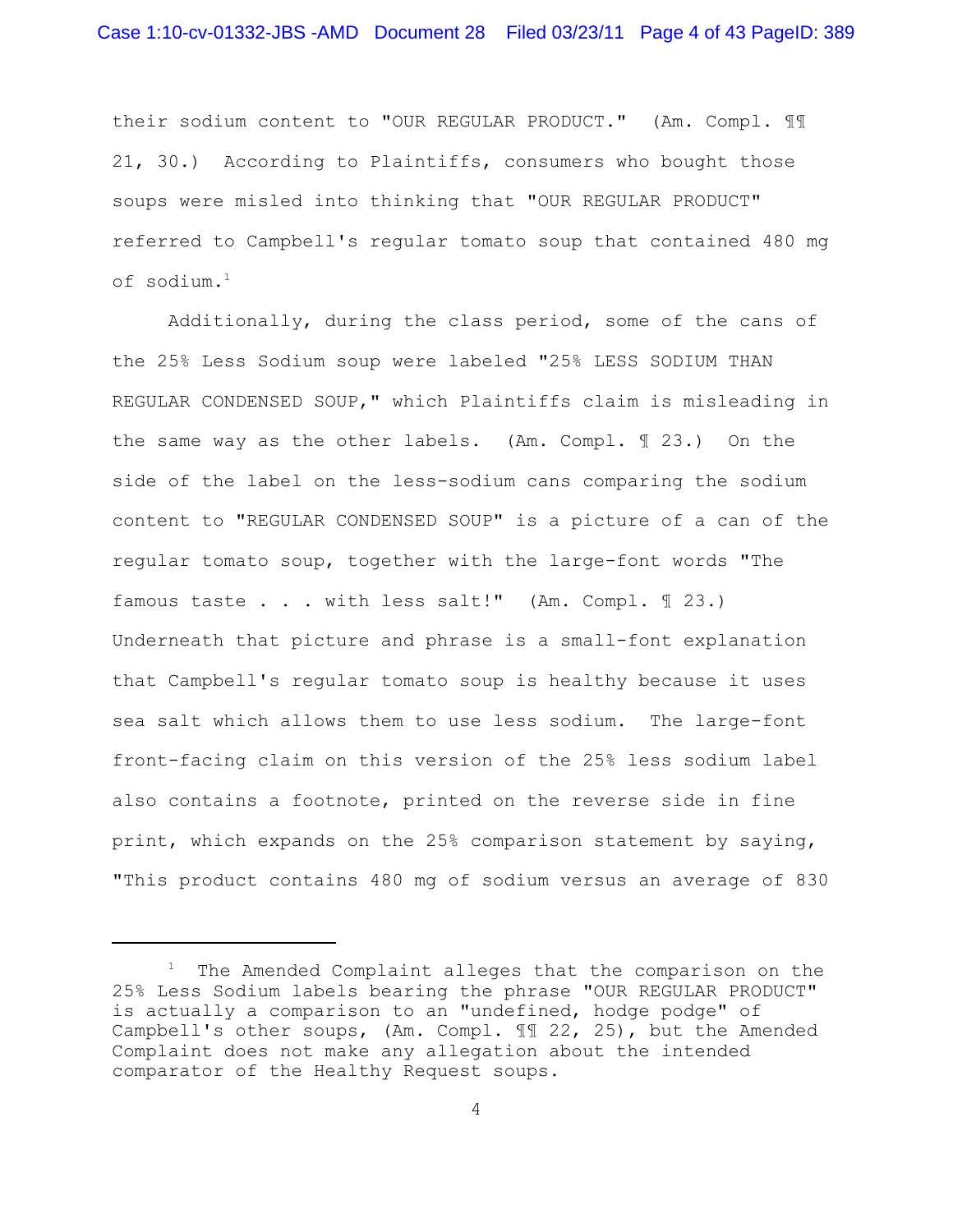their sodium content to "OUR REGULAR PRODUCT." (Am. Compl. ¶¶ 21, 30.) According to Plaintiffs, consumers who bought those soups were misled into thinking that "OUR REGULAR PRODUCT" referred to Campbell's regular tomato soup that contained 480 mg of sodium.[1]

Additionally, during the class period, some of the cans of the 25% Less Sodium soup were labeled "25% LESS SODIUM THAN REGULAR CONDENSED SOUP," which Plaintiffs claim is misleading in the same way as the other labels. (Am. Compl. ¶ 23.) On the side of the label on the less-sodium cans comparing the sodium content to "REGULAR CONDENSED SOUP" is a picture of a can of the regular tomato soup, together with the large-font words "The famous taste . . . with less salt!" (Am. Compl. ¶ 23.) Underneath that picture and phrase is a small-font explanation that Campbell's regular tomato soup is healthy because it uses sea salt which allows them to use less sodium. The large-font front-facing claim on this version of the 25% less sodium label also contains a footnote, printed on the reverse side in fine print, which expands on the 25% comparison statement by saying, "This product contains 480 mg of sodium versus an average of 830

---

[1] The Amended Complaint alleges that the comparison on the 25% Less Sodium labels bearing the phrase "OUR REGULAR PRODUCT" is actually a comparison to an "undefined, hodge podge" of Campbell's other soups, (Am. Compl. ¶¶ 22, 25), but the Amended Complaint does not make any allegation about the intended comparator of the Healthy Request soups.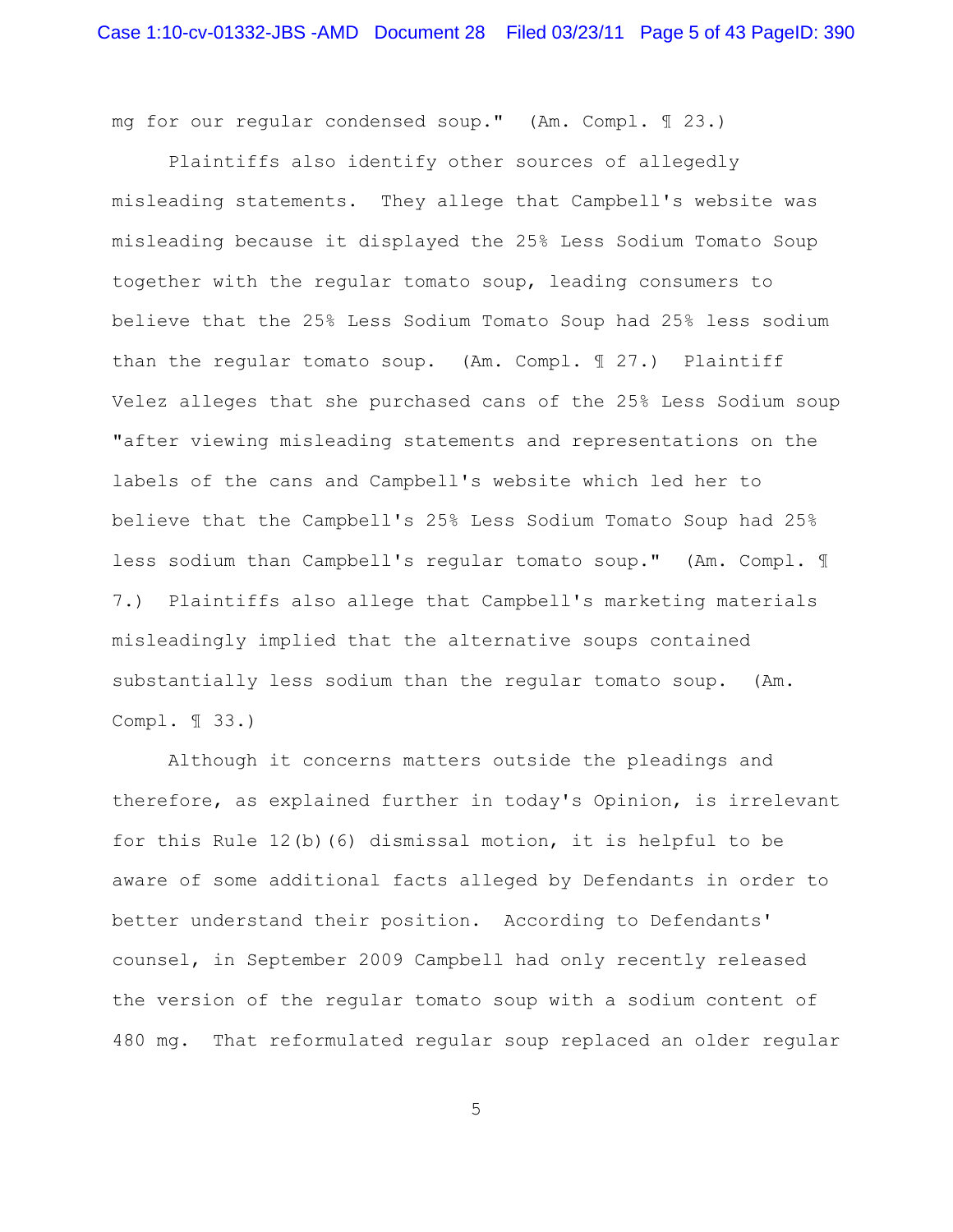mg for our regular condensed soup." (Am. Compl. ¶ 23.)

Plaintiffs also identify other sources of allegedly misleading statements. They allege that Campbell's website was misleading because it displayed the 25% Less Sodium Tomato Soup together with the regular tomato soup, leading consumers to believe that the 25% Less Sodium Tomato Soup had 25% less sodium than the regular tomato soup. (Am. Compl. ¶ 27.) Plaintiff Velez alleges that she purchased cans of the 25% Less Sodium soup "after viewing misleading statements and representations on the labels of the cans and Campbell's website which led her to believe that the Campbell's 25% Less Sodium Tomato Soup had 25% less sodium than Campbell's regular tomato soup." (Am. Compl. ¶ 7.) Plaintiffs also allege that Campbell's marketing materials misleadingly implied that the alternative soups contained substantially less sodium than the regular tomato soup. (Am. Compl. ¶ 33.)

Although it concerns matters outside the pleadings and therefore, as explained further in today's Opinion, is irrelevant for this Rule 12(b)(6) dismissal motion, it is helpful to be aware of some additional facts alleged by Defendants in order to better understand their position. According to Defendants' counsel, in September 2009 Campbell had only recently released the version of the regular tomato soup with a sodium content of 480 mg. That reformulated regular soup replaced an older regular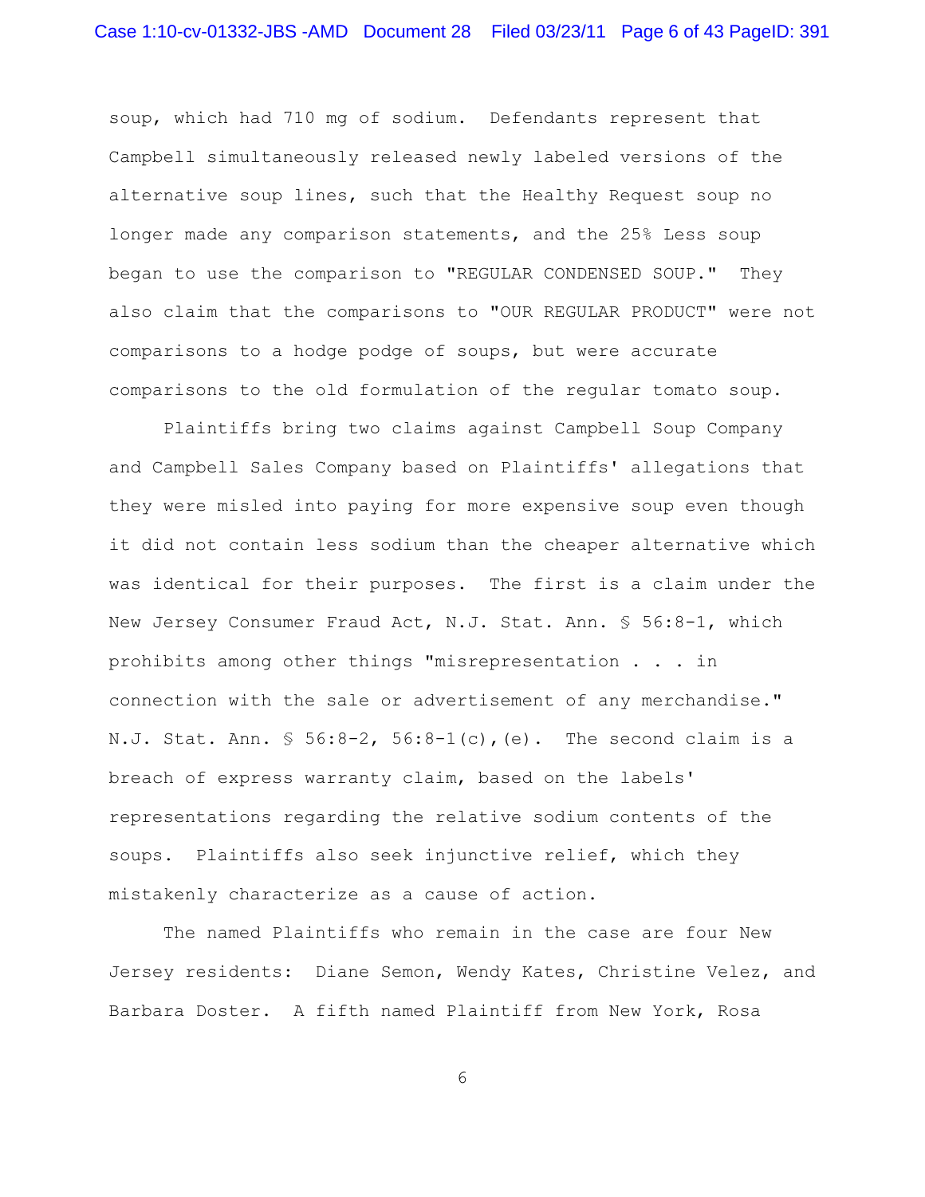soup, which had 710 mg of sodium. Defendants represent that Campbell simultaneously released newly labeled versions of the alternative soup lines, such that the Healthy Request soup no longer made any comparison statements, and the 25% Less soup began to use the comparison to "REGULAR CONDENSED SOUP." They also claim that the comparisons to "OUR REGULAR PRODUCT" were not comparisons to a hodge podge of soups, but were accurate comparisons to the old formulation of the regular tomato soup.

Plaintiffs bring two claims against Campbell Soup Company and Campbell Sales Company based on Plaintiffs' allegations that they were misled into paying for more expensive soup even though it did not contain less sodium than the cheaper alternative which was identical for their purposes. The first is a claim under the New Jersey Consumer Fraud Act, N.J. Stat. Ann. § 56:8-1, which prohibits among other things "misrepresentation . . . in connection with the sale or advertisement of any merchandise." N.J. Stat. Ann. § 56:8-2, 56:8-1(c),(e). The second claim is a breach of express warranty claim, based on the labels' representations regarding the relative sodium contents of the soups. Plaintiffs also seek injunctive relief, which they mistakenly characterize as a cause of action.

The named Plaintiffs who remain in the case are four New Jersey residents: Diane Semon, Wendy Kates, Christine Velez, and Barbara Doster. A fifth named Plaintiff from New York, Rosa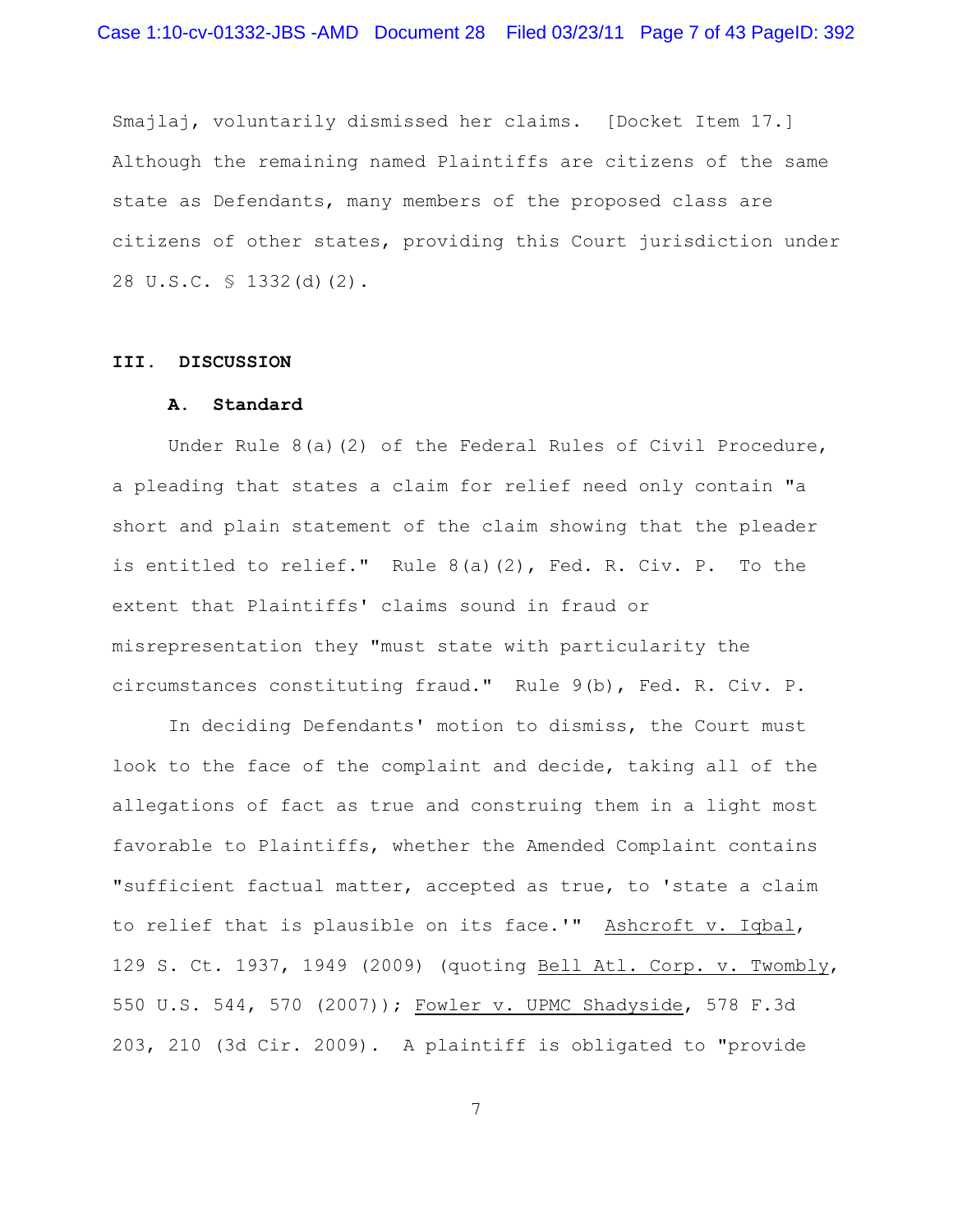Smajlaj, voluntarily dismissed her claims. [Docket Item 17.] Although the remaining named Plaintiffs are citizens of the same state as Defendants, many members of the proposed class are citizens of other states, providing this Court jurisdiction under 28 U.S.C. § 1332(d)(2).

## III. DISCUSSION

### A. Standard

Under Rule 8(a)(2) of the Federal Rules of Civil Procedure, a pleading that states a claim for relief need only contain "a short and plain statement of the claim showing that the pleader is entitled to relief." Rule 8(a)(2), Fed. R. Civ. P. To the extent that Plaintiffs' claims sound in fraud or misrepresentation they "must state with particularity the circumstances constituting fraud." Rule 9(b), Fed. R. Civ. P.

In deciding Defendants' motion to dismiss, the Court must look to the face of the complaint and decide, taking all of the allegations of fact as true and construing them in a light most favorable to Plaintiffs, whether the Amended Complaint contains "sufficient factual matter, accepted as true, to 'state a claim to relief that is plausible on its face.'" Ashcroft v. Iqbal, 129 S. Ct. 1937, 1949 (2009) (quoting Bell Atl. Corp. v. Twombly, 550 U.S. 544, 570 (2007)); Fowler v. UPMC Shadyside, 578 F.3d 203, 210 (3d Cir. 2009). A plaintiff is obligated to "provide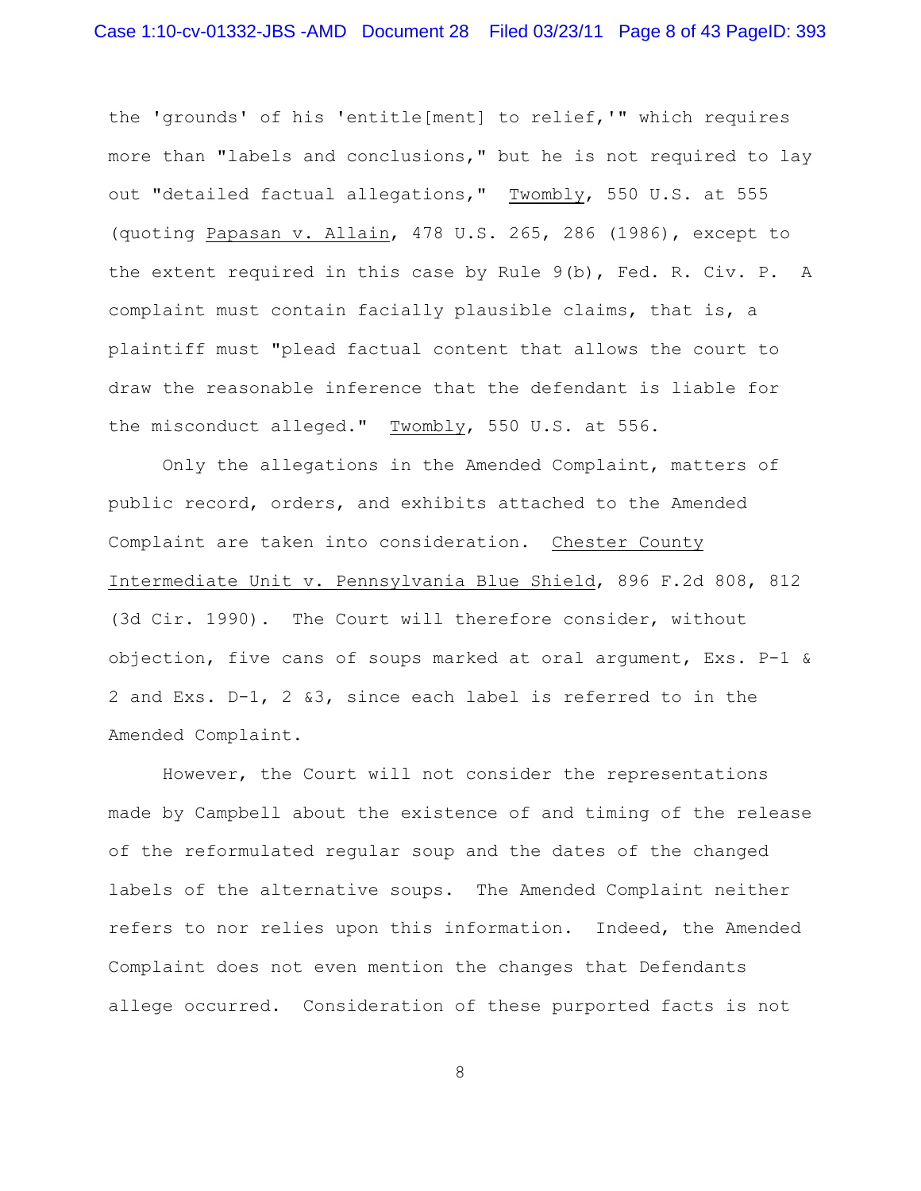the 'grounds' of his 'entitle[ment] to relief,'" which requires more than "labels and conclusions," but he is not required to lay out "detailed factual allegations," Twombly, 550 U.S. at 555 (quoting Papasan v. Allain, 478 U.S. 265, 286 (1986), except to the extent required in this case by Rule 9(b), Fed. R. Civ. P. A complaint must contain facially plausible claims, that is, a plaintiff must "plead factual content that allows the court to draw the reasonable inference that the defendant is liable for the misconduct alleged." Twombly, 550 U.S. at 556.

Only the allegations in the Amended Complaint, matters of public record, orders, and exhibits attached to the Amended Complaint are taken into consideration. Chester County Intermediate Unit v. Pennsylvania Blue Shield, 896 F.2d 808, 812 (3d Cir. 1990). The Court will therefore consider, without objection, five cans of soups marked at oral argument, Exs. P-1 & 2 and Exs. D-1, 2 &3, since each label is referred to in the Amended Complaint.

However, the Court will not consider the representations made by Campbell about the existence of and timing of the release of the reformulated regular soup and the dates of the changed labels of the alternative soups. The Amended Complaint neither refers to nor relies upon this information. Indeed, the Amended Complaint does not even mention the changes that Defendants allege occurred. Consideration of these purported facts is not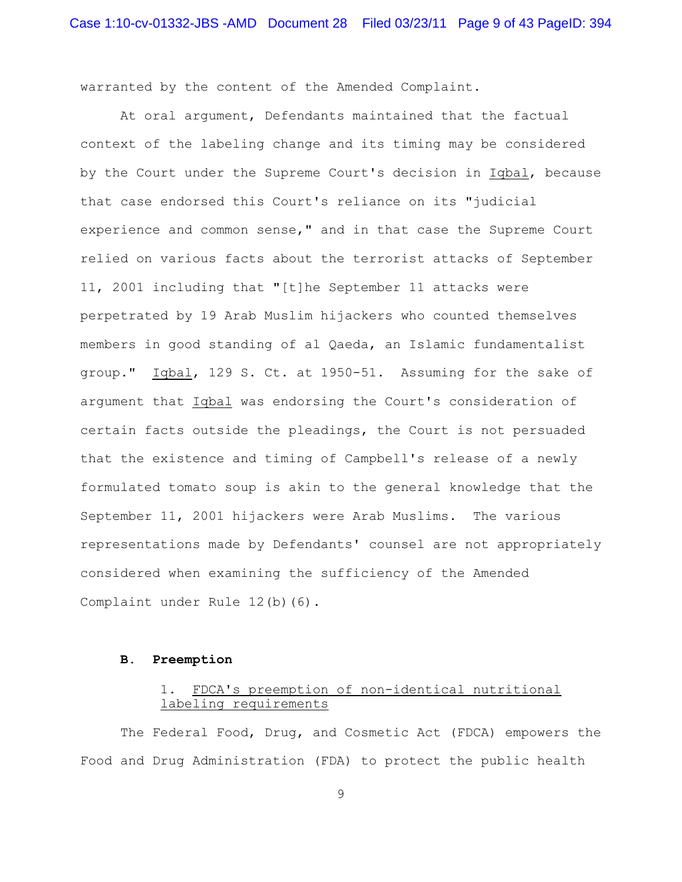warranted by the content of the Amended Complaint.

At oral argument, Defendants maintained that the factual context of the labeling change and its timing may be considered by the Court under the Supreme Court's decision in Iqbal, because that case endorsed this Court's reliance on its "judicial experience and common sense," and in that case the Supreme Court relied on various facts about the terrorist attacks of September 11, 2001 including that "[t]he September 11 attacks were perpetrated by 19 Arab Muslim hijackers who counted themselves members in good standing of al Qaeda, an Islamic fundamentalist group." Iqbal, 129 S. Ct. at 1950-51. Assuming for the sake of argument that Iqbal was endorsing the Court's consideration of certain facts outside the pleadings, the Court is not persuaded that the existence and timing of Campbell's release of a newly formulated tomato soup is akin to the general knowledge that the September 11, 2001 hijackers were Arab Muslims. The various representations made by Defendants' counsel are not appropriately considered when examining the sufficiency of the Amended Complaint under Rule 12(b)(6).

## B. Preemption

### 1. FDCA's preemption of non-identical nutritional labeling requirements

The Federal Food, Drug, and Cosmetic Act (FDCA) empowers the Food and Drug Administration (FDA) to protect the public health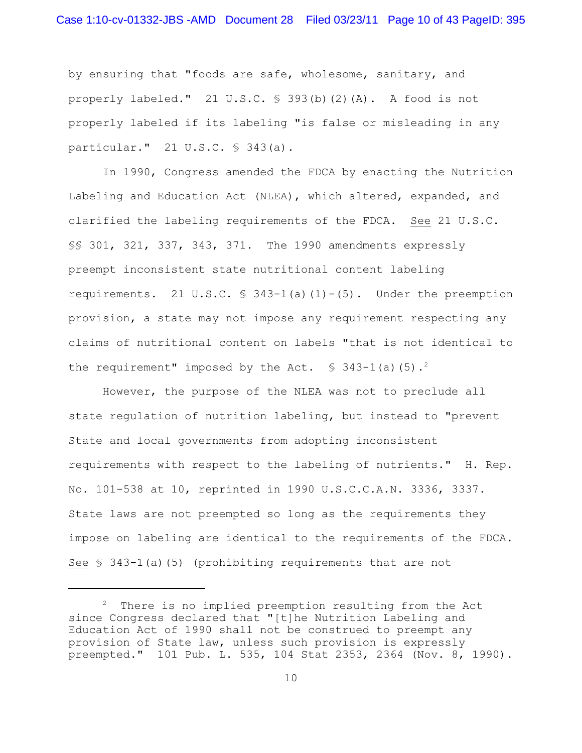by ensuring that "foods are safe, wholesome, sanitary, and properly labeled." 21 U.S.C. § 393(b)(2)(A). A food is not properly labeled if its labeling "is false or misleading in any particular." 21 U.S.C. § 343(a).

In 1990, Congress amended the FDCA by enacting the Nutrition Labeling and Education Act (NLEA), which altered, expanded, and clarified the labeling requirements of the FDCA. See 21 U.S.C. §§ 301, 321, 337, 343, 371. The 1990 amendments expressly preempt inconsistent state nutritional content labeling requirements. 21 U.S.C. § 343-1(a)(1)-(5). Under the preemption provision, a state may not impose any requirement respecting any claims of nutritional content on labels "that is not identical to the requirement" imposed by the Act. § 343-1(a)(5).[2]

However, the purpose of the NLEA was not to preclude all state regulation of nutrition labeling, but instead to "prevent State and local governments from adopting inconsistent requirements with respect to the labeling of nutrients." H. Rep. No. 101-538 at 10, reprinted in 1990 U.S.C.C.A.N. 3336, 3337. State laws are not preempted so long as the requirements they impose on labeling are identical to the requirements of the FDCA. See § 343-1(a)(5) (prohibiting requirements that are not

---

[2] There is no implied preemption resulting from the Act since Congress declared that "[t]he Nutrition Labeling and Education Act of 1990 shall not be construed to preempt any provision of State law, unless such provision is expressly preempted." 101 Pub. L. 535, 104 Stat 2353, 2364 (Nov. 8, 1990).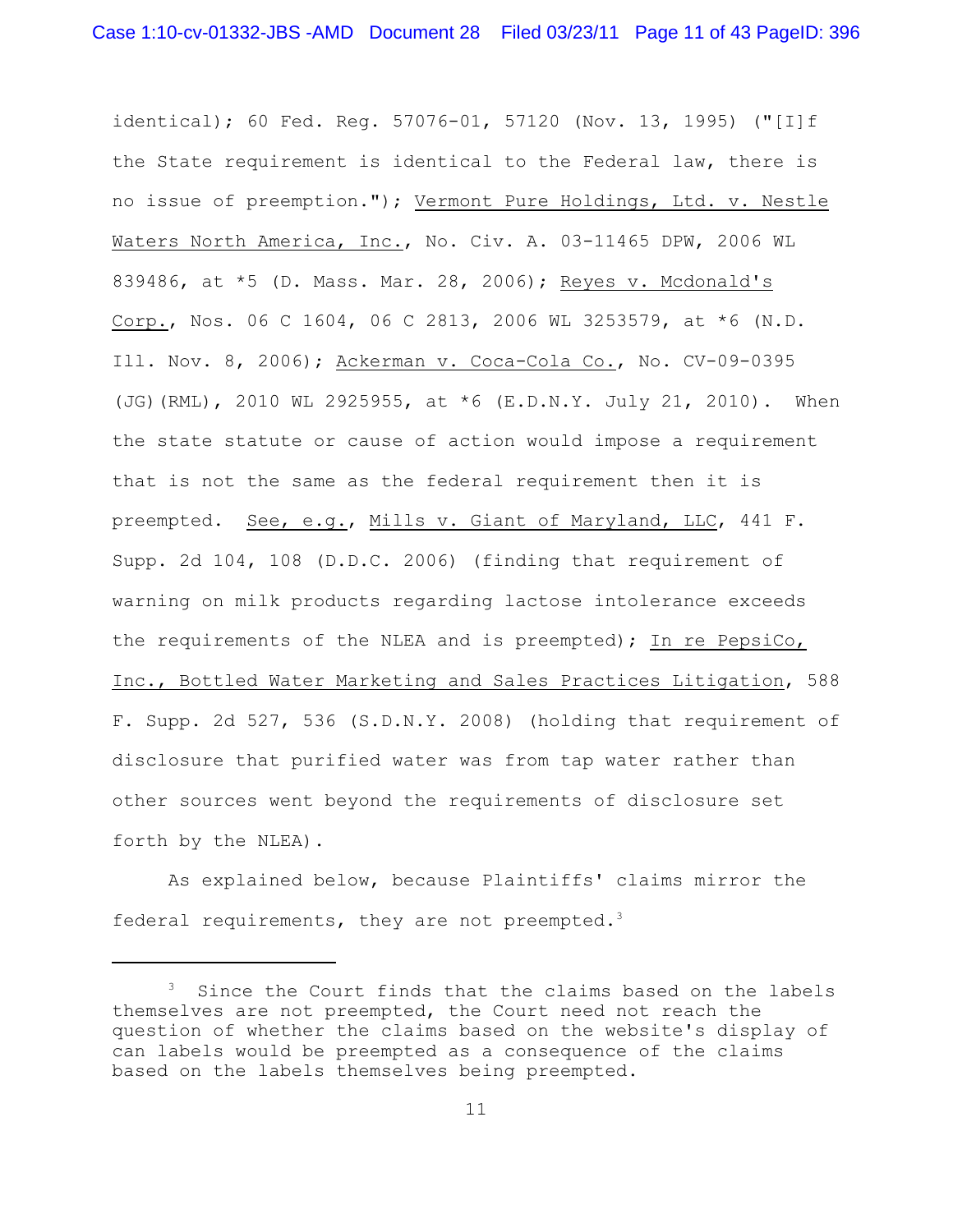identical); 60 Fed. Reg. 57076-01, 57120 (Nov. 13, 1995) ("[I]f the State requirement is identical to the Federal law, there is no issue of preemption."); Vermont Pure Holdings, Ltd. v. Nestle Waters North America, Inc., No. Civ. A. 03-11465 DPW, 2006 WL 839486, at *5 (D. Mass. Mar. 28, 2006); Reyes v. Mcdonald's Corp., Nos. 06 C 1604, 06 C 2813, 2006 WL 3253579, at *6 (N.D. Ill. Nov. 8, 2006); Ackerman v. Coca-Cola Co., No. CV-09-0395 (JG)(RML), 2010 WL 2925955, at *6 (E.D.N.Y. July 21, 2010). When the state statute or cause of action would impose a requirement that is not the same as the federal requirement then it is preempted. See, e.g., Mills v. Giant of Maryland, LLC, 441 F. Supp. 2d 104, 108 (D.D.C. 2006) (finding that requirement of warning on milk products regarding lactose intolerance exceeds the requirements of the NLEA and is preempted); In re PepsiCo, Inc., Bottled Water Marketing and Sales Practices Litigation, 588 F. Supp. 2d 527, 536 (S.D.N.Y. 2008) (holding that requirement of disclosure that purified water was from tap water rather than other sources went beyond the requirements of disclosure set forth by the NLEA).

As explained below, because Plaintiffs' claims mirror the federal requirements, they are not preempted.[3]

---

[3] Since the Court finds that the claims based on the labels themselves are not preempted, the Court need not reach the question of whether the claims based on the website's display of can labels would be preempted as a consequence of the claims based on the labels themselves being preempted.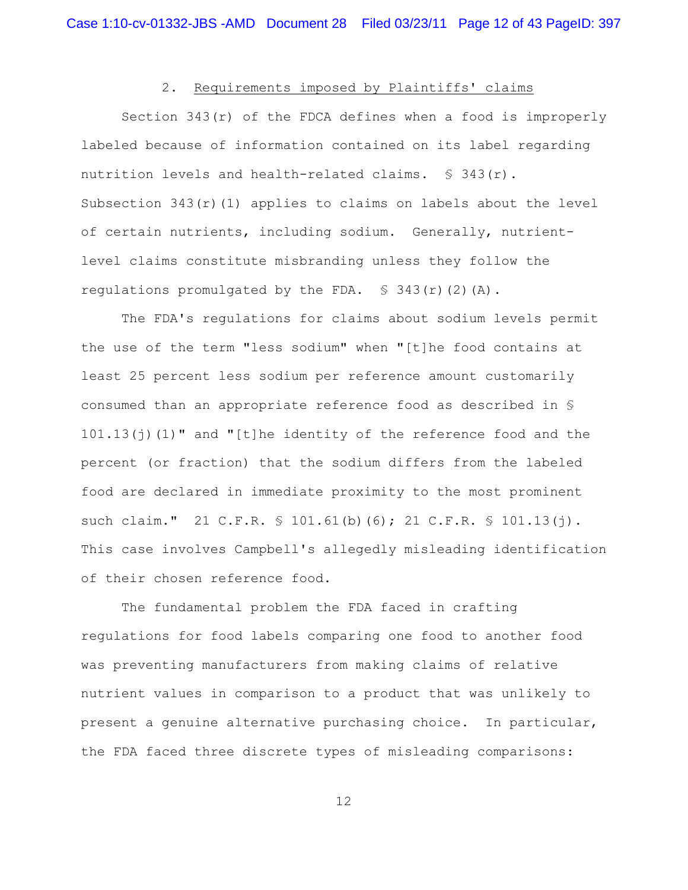### 2. Requirements imposed by Plaintiffs' claims

Section 343(r) of the FDCA defines when a food is improperly labeled because of information contained on its label regarding nutrition levels and health-related claims. § 343(r). Subsection 343(r)(1) applies to claims on labels about the level of certain nutrients, including sodium. Generally, nutrient-level claims constitute misbranding unless they follow the regulations promulgated by the FDA. § 343(r)(2)(A).

The FDA's regulations for claims about sodium levels permit the use of the term "less sodium" when "[t]he food contains at least 25 percent less sodium per reference amount customarily consumed than an appropriate reference food as described in § 101.13(j)(1)" and "[t]he identity of the reference food and the percent (or fraction) that the sodium differs from the labeled food are declared in immediate proximity to the most prominent such claim." 21 C.F.R. § 101.61(b)(6); 21 C.F.R. § 101.13(j). This case involves Campbell's allegedly misleading identification of their chosen reference food.

The fundamental problem the FDA faced in crafting regulations for food labels comparing one food to another food was preventing manufacturers from making claims of relative nutrient values in comparison to a product that was unlikely to present a genuine alternative purchasing choice. In particular, the FDA faced three discrete types of misleading comparisons: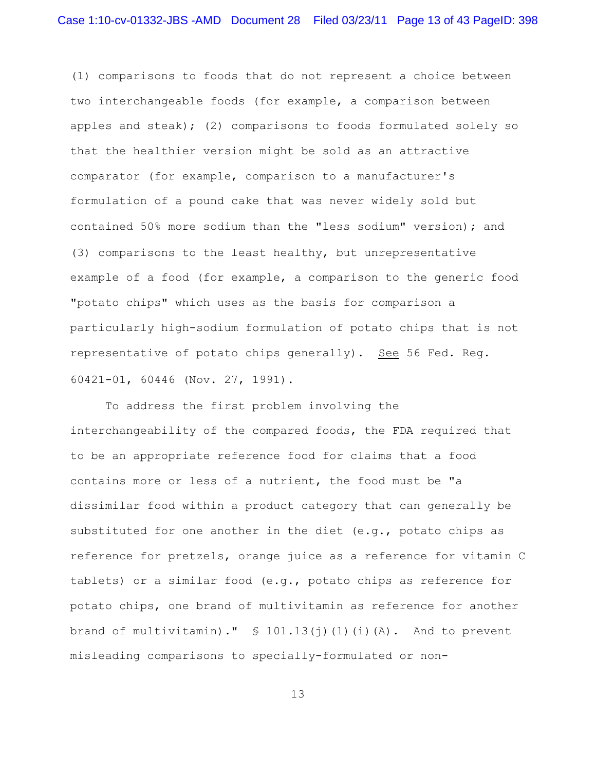(1) comparisons to foods that do not represent a choice between two interchangeable foods (for example, a comparison between apples and steak); (2) comparisons to foods formulated solely so that the healthier version might be sold as an attractive comparator (for example, comparison to a manufacturer's formulation of a pound cake that was never widely sold but contained 50% more sodium than the "less sodium" version); and (3) comparisons to the least healthy, but unrepresentative example of a food (for example, a comparison to the generic food "potato chips" which uses as the basis for comparison a particularly high-sodium formulation of potato chips that is not representative of potato chips generally). See 56 Fed. Reg. 60421-01, 60446 (Nov. 27, 1991).

To address the first problem involving the interchangeability of the compared foods, the FDA required that to be an appropriate reference food for claims that a food contains more or less of a nutrient, the food must be "a dissimilar food within a product category that can generally be substituted for one another in the diet (e.g., potato chips as reference for pretzels, orange juice as a reference for vitamin C tablets) or a similar food (e.g., potato chips as reference for potato chips, one brand of multivitamin as reference for another brand of multivitamin)." § 101.13(j)(1)(i)(A). And to prevent misleading comparisons to specially-formulated or non-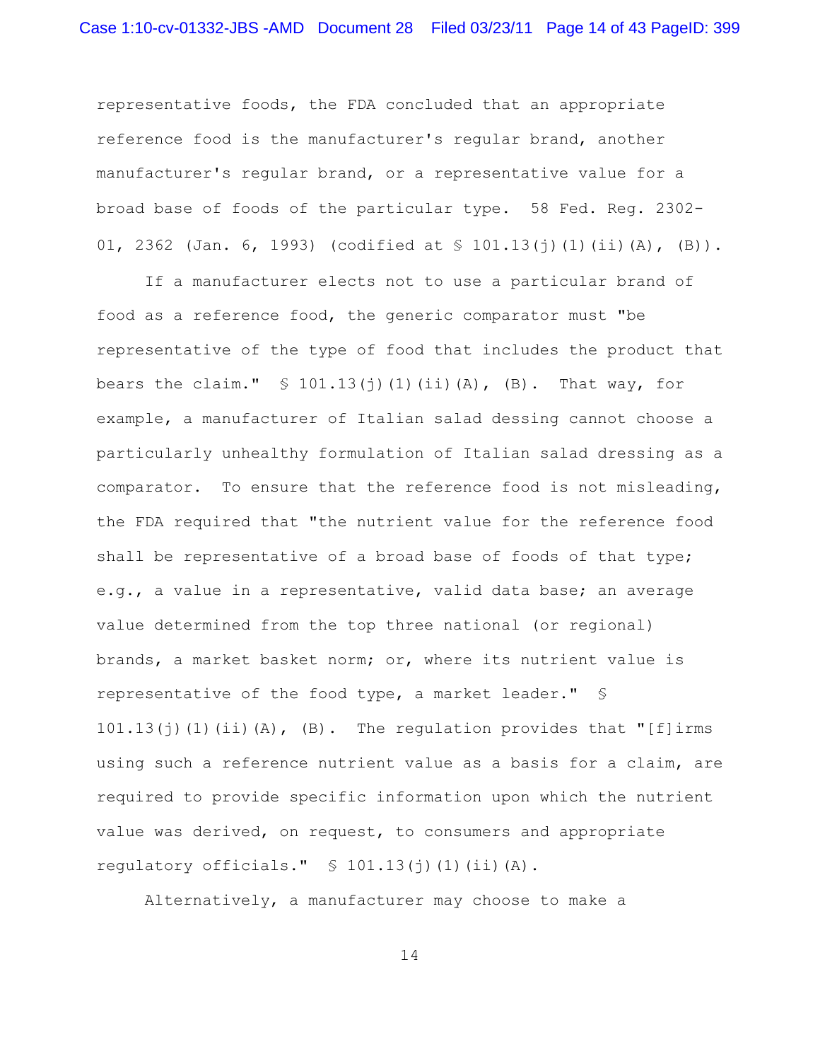representative foods, the FDA concluded that an appropriate reference food is the manufacturer's regular brand, another manufacturer's regular brand, or a representative value for a broad base of foods of the particular type. 58 Fed. Reg. 2302-01, 2362 (Jan. 6, 1993) (codified at § 101.13(j)(1)(ii)(A), (B)).

If a manufacturer elects not to use a particular brand of food as a reference food, the generic comparator must "be representative of the type of food that includes the product that bears the claim." § 101.13(j)(1)(ii)(A), (B). That way, for example, a manufacturer of Italian salad dessing cannot choose a particularly unhealthy formulation of Italian salad dressing as a comparator. To ensure that the reference food is not misleading, the FDA required that "the nutrient value for the reference food shall be representative of a broad base of foods of that type; e.g., a value in a representative, valid data base; an average value determined from the top three national (or regional) brands, a market basket norm; or, where its nutrient value is representative of the food type, a market leader." § 101.13(j)(1)(ii)(A), (B). The regulation provides that "[f]irms using such a reference nutrient value as a basis for a claim, are required to provide specific information upon which the nutrient value was derived, on request, to consumers and appropriate regulatory officials." § 101.13(j)(1)(ii)(A).

Alternatively, a manufacturer may choose to make a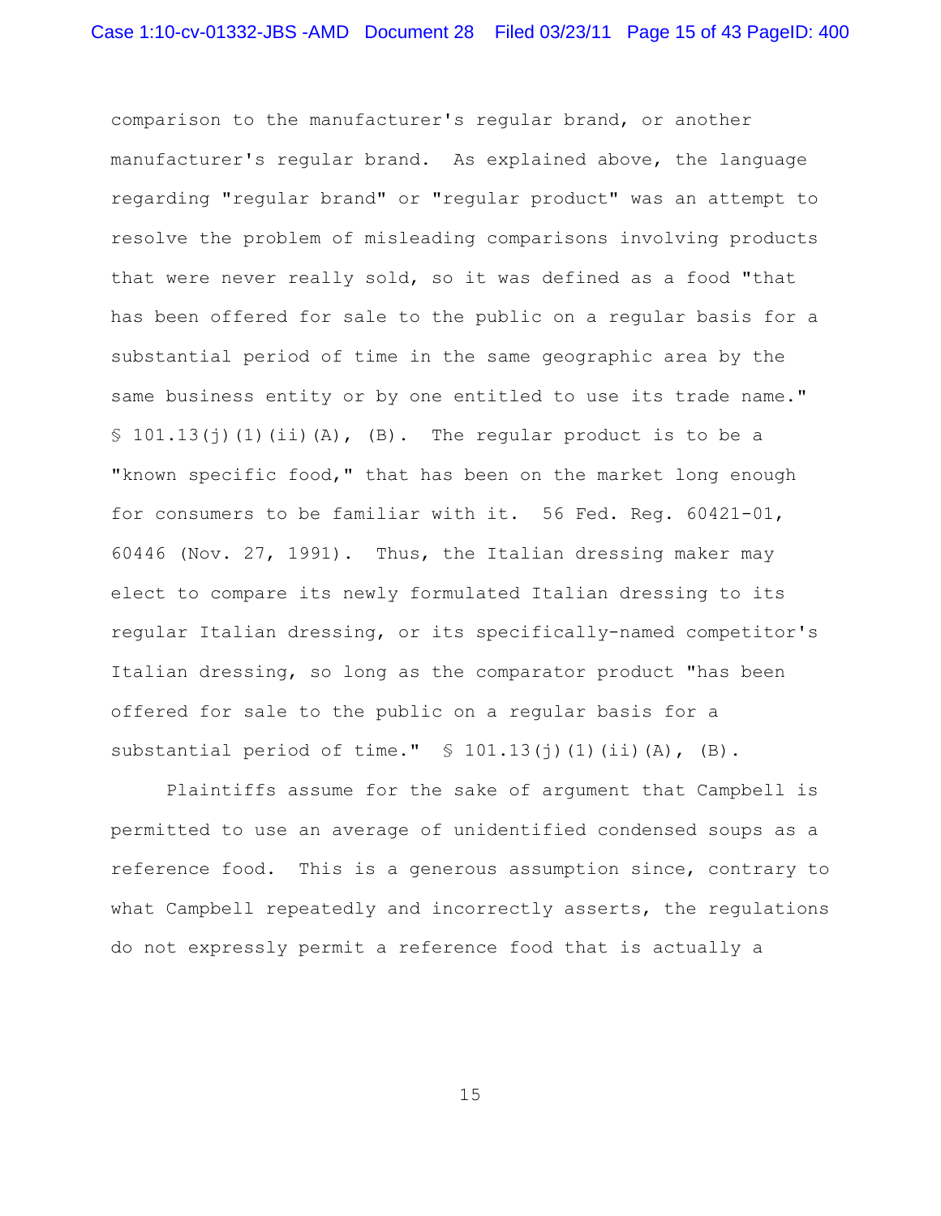comparison to the manufacturer's regular brand, or another manufacturer's regular brand. As explained above, the language regarding "regular brand" or "regular product" was an attempt to resolve the problem of misleading comparisons involving products that were never really sold, so it was defined as a food "that has been offered for sale to the public on a regular basis for a substantial period of time in the same geographic area by the same business entity or by one entitled to use its trade name." § 101.13(j)(1)(ii)(A), (B). The regular product is to be a "known specific food," that has been on the market long enough for consumers to be familiar with it. 56 Fed. Reg. 60421-01, 60446 (Nov. 27, 1991). Thus, the Italian dressing maker may elect to compare its newly formulated Italian dressing to its regular Italian dressing, or its specifically-named competitor's Italian dressing, so long as the comparator product "has been offered for sale to the public on a regular basis for a substantial period of time." § 101.13(j)(1)(ii)(A), (B).

Plaintiffs assume for the sake of argument that Campbell is permitted to use an average of unidentified condensed soups as a reference food. This is a generous assumption since, contrary to what Campbell repeatedly and incorrectly asserts, the regulations do not expressly permit a reference food that is actually a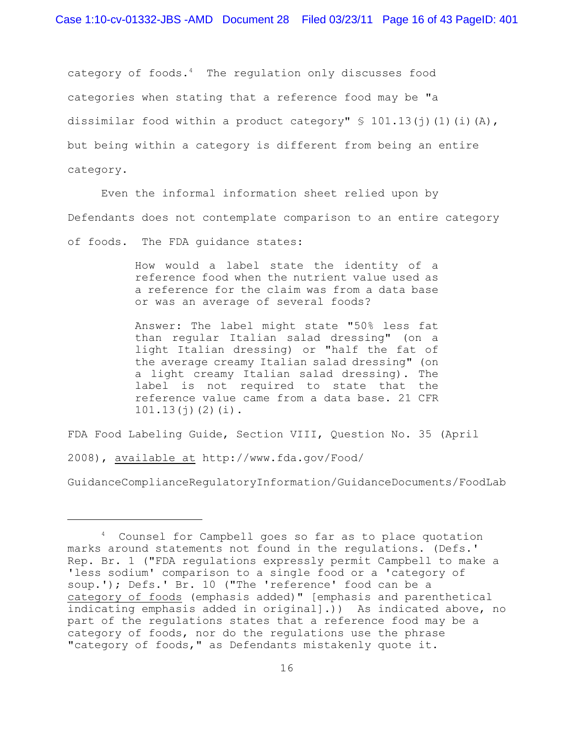category of foods.[4] The regulation only discusses food categories when stating that a reference food may be "a dissimilar food within a product category" § 101.13(j)(1)(i)(A), but being within a category is different from being an entire category.

Even the informal information sheet relied upon by Defendants does not contemplate comparison to an entire category of foods. The FDA guidance states:

> How would a label state the identity of a reference food when the nutrient value used as a reference for the claim was from a data base or was an average of several foods?
>
> Answer: The label might state "50% less fat than regular Italian salad dressing" (on a light Italian dressing) or "half the fat of the average creamy Italian salad dressing" (on a light creamy Italian salad dressing). The label is not required to state that the reference value came from a data base. 21 CFR 101.13(j)(2)(i).

FDA Food Labeling Guide, Section VIII, Question No. 35 (April 2008), <u>available at</u> http://www.fda.gov/Food/GuidanceComplianceRegulatoryInformation/GuidanceDocuments/FoodLab

---

[4] Counsel for Campbell goes so far as to place quotation marks around statements not found in the regulations. (Defs.' Rep. Br. 1 ("FDA regulations expressly permit Campbell to make a 'less sodium' comparison to a single food or a 'category of soup.'); Defs.' Br. 10 ("The 'reference' food can be a <u>category of foods</u> (emphasis added)" [emphasis and parenthetical indicating emphasis added in original].)) As indicated above, no part of the regulations states that a reference food may be a category of foods, nor do the regulations use the phrase "category of foods," as Defendants mistakenly quote it.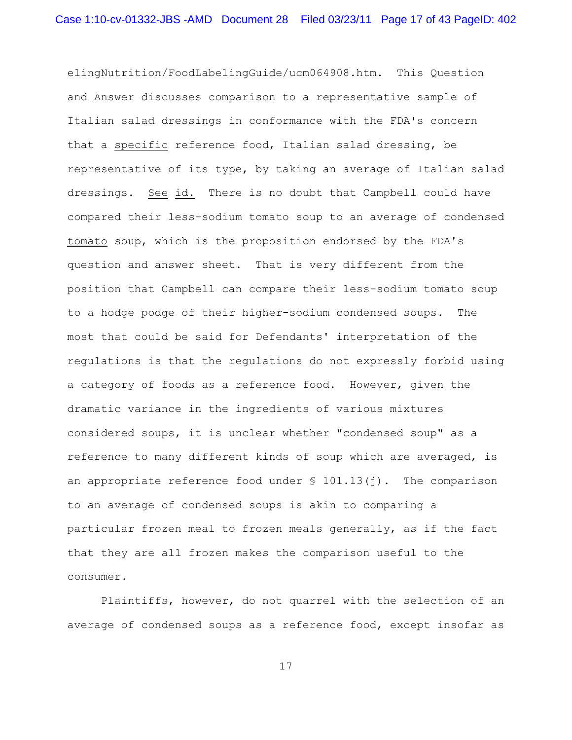elingNutrition/FoodLabelingGuide/ucm064908.htm. This Question and Answer discusses comparison to a representative sample of Italian salad dressings in conformance with the FDA's concern that a specific reference food, Italian salad dressing, be representative of its type, by taking an average of Italian salad dressings. See id. There is no doubt that Campbell could have compared their less-sodium tomato soup to an average of condensed tomato soup, which is the proposition endorsed by the FDA's question and answer sheet. That is very different from the position that Campbell can compare their less-sodium tomato soup to a hodge podge of their higher-sodium condensed soups. The most that could be said for Defendants' interpretation of the regulations is that the regulations do not expressly forbid using a category of foods as a reference food. However, given the dramatic variance in the ingredients of various mixtures considered soups, it is unclear whether "condensed soup" as a reference to many different kinds of soup which are averaged, is an appropriate reference food under § 101.13(j). The comparison to an average of condensed soups is akin to comparing a particular frozen meal to frozen meals generally, as if the fact that they are all frozen makes the comparison useful to the consumer.

Plaintiffs, however, do not quarrel with the selection of an average of condensed soups as a reference food, except insofar as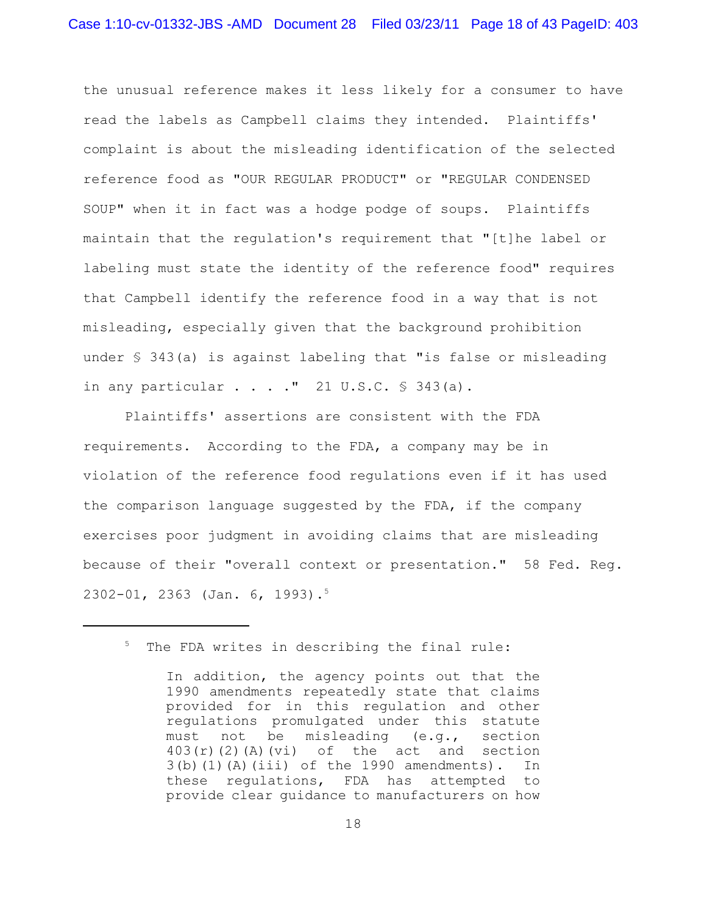the unusual reference makes it less likely for a consumer to have read the labels as Campbell claims they intended. Plaintiffs' complaint is about the misleading identification of the selected reference food as "OUR REGULAR PRODUCT" or "REGULAR CONDENSED SOUP" when it in fact was a hodge podge of soups. Plaintiffs maintain that the regulation's requirement that "[t]he label or labeling must state the identity of the reference food" requires that Campbell identify the reference food in a way that is not misleading, especially given that the background prohibition under § 343(a) is against labeling that "is false or misleading in any particular . . . ." 21 U.S.C. § 343(a).

Plaintiffs' assertions are consistent with the FDA requirements. According to the FDA, a company may be in violation of the reference food regulations even if it has used the comparison language suggested by the FDA, if the company exercises poor judgment in avoiding claims that are misleading because of their "overall context or presentation." 58 Fed. Reg. 2302-01, 2363 (Jan. 6, 1993).[5]

---

[5] The FDA writes in describing the final rule:

> In addition, the agency points out that the 1990 amendments repeatedly state that claims provided for in this regulation and other regulations promulgated under this statute must not be misleading (e.g., section 403(r)(2)(A)(vi) of the act and section 3(b)(1)(A)(iii) of the 1990 amendments). In these regulations, FDA has attempted to provide clear guidance to manufacturers on how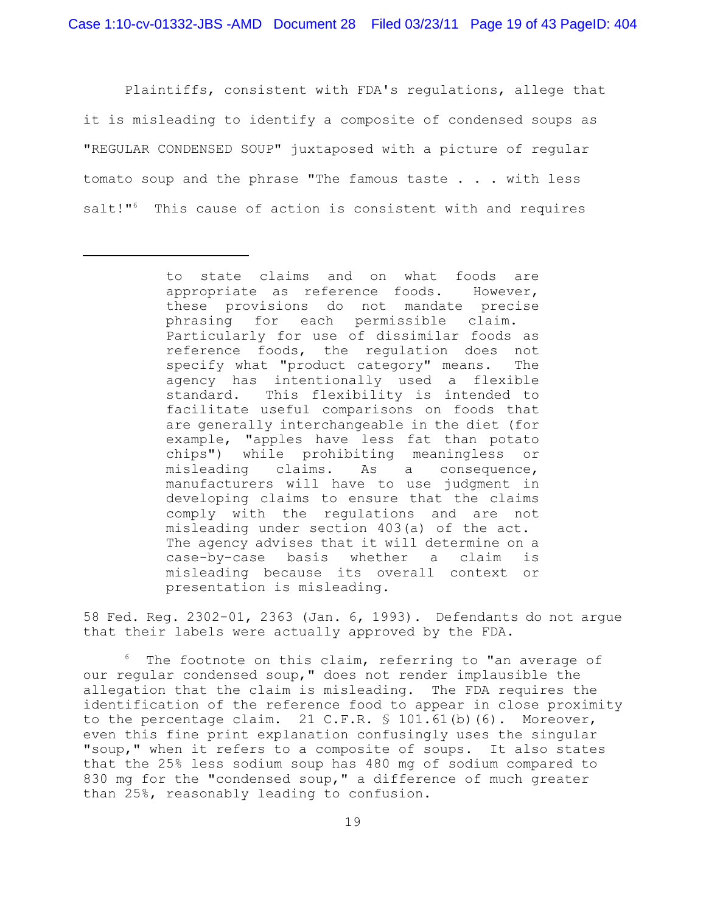Plaintiffs, consistent with FDA's regulations, allege that it is misleading to identify a composite of condensed soups as "REGULAR CONDENSED SOUP" juxtaposed with a picture of regular tomato soup and the phrase "The famous taste . . . with less salt!"[6] This cause of action is consistent with and requires

---

> to state claims and on what foods are appropriate as reference foods. However, these provisions do not mandate precise phrasing for each permissible claim. Particularly for use of dissimilar foods as reference foods, the regulation does not specify what "product category" means. The agency has intentionally used a flexible standard. This flexibility is intended to facilitate useful comparisons on foods that are generally interchangeable in the diet (for example, "apples have less fat than potato chips") while prohibiting meaningless or misleading claims. As a consequence, manufacturers will have to use judgment in developing claims to ensure that the claims comply with the regulations and are not misleading under section 403(a) of the act. The agency advises that it will determine on a case-by-case basis whether a claim is misleading because its overall context or presentation is misleading.

58 Fed. Reg. 2302-01, 2363 (Jan. 6, 1993). Defendants do not argue that their labels were actually approved by the FDA.

[6] The footnote on this claim, referring to "an average of our regular condensed soup," does not render implausible the allegation that the claim is misleading. The FDA requires the identification of the reference food to appear in close proximity to the percentage claim. 21 C.F.R. § 101.61(b)(6). Moreover, even this fine print explanation confusingly uses the singular "soup," when it refers to a composite of soups. It also states that the 25% less sodium soup has 480 mg of sodium compared to 830 mg for the "condensed soup," a difference of much greater than 25%, reasonably leading to confusion.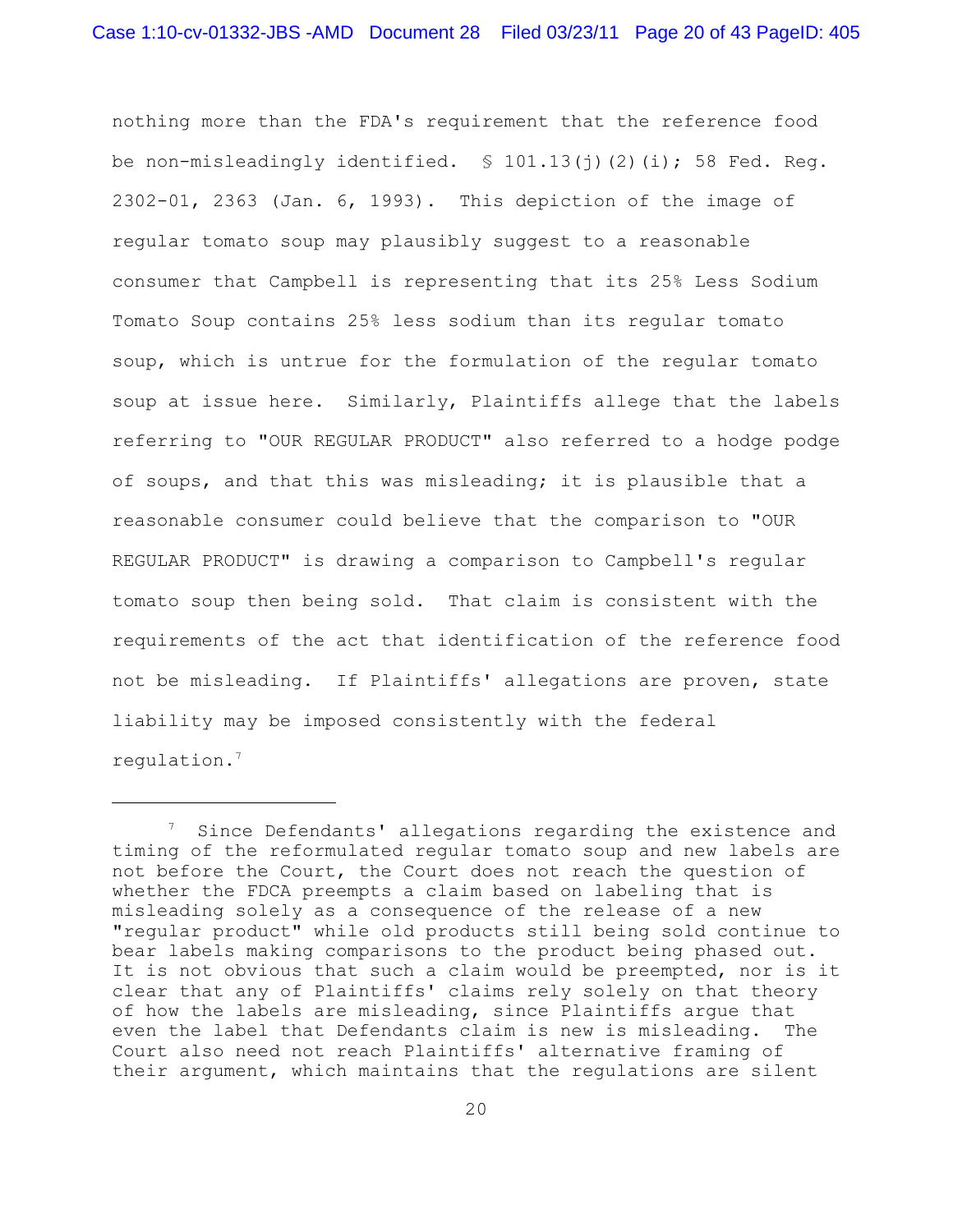nothing more than the FDA's requirement that the reference food be non-misleadingly identified. § 101.13(j)(2)(i); 58 Fed. Reg. 2302-01, 2363 (Jan. 6, 1993). This depiction of the image of regular tomato soup may plausibly suggest to a reasonable consumer that Campbell is representing that its 25% Less Sodium Tomato Soup contains 25% less sodium than its regular tomato soup, which is untrue for the formulation of the regular tomato soup at issue here. Similarly, Plaintiffs allege that the labels referring to "OUR REGULAR PRODUCT" also referred to a hodge podge of soups, and that this was misleading; it is plausible that a reasonable consumer could believe that the comparison to "OUR REGULAR PRODUCT" is drawing a comparison to Campbell's regular tomato soup then being sold. That claim is consistent with the requirements of the act that identification of the reference food not be misleading. If Plaintiffs' allegations are proven, state liability may be imposed consistently with the federal regulation.[7]

---

[7] Since Defendants' allegations regarding the existence and timing of the reformulated regular tomato soup and new labels are not before the Court, the Court does not reach the question of whether the FDCA preempts a claim based on labeling that is misleading solely as a consequence of the release of a new "regular product" while old products still being sold continue to bear labels making comparisons to the product being phased out. It is not obvious that such a claim would be preempted, nor is it clear that any of Plaintiffs' claims rely solely on that theory of how the labels are misleading, since Plaintiffs argue that even the label that Defendants claim is new is misleading. The Court also need not reach Plaintiffs' alternative framing of their argument, which maintains that the regulations are silent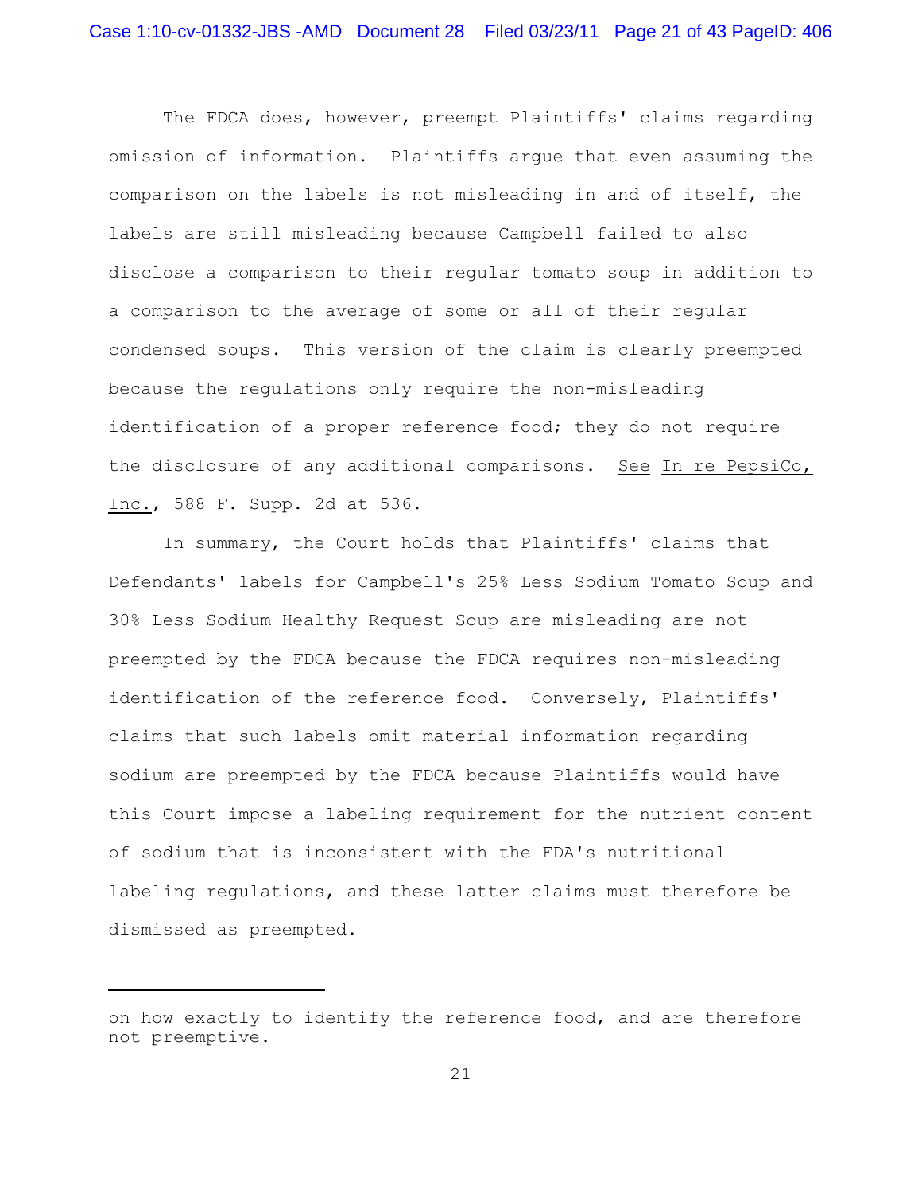The FDCA does, however, preempt Plaintiffs' claims regarding omission of information. Plaintiffs argue that even assuming the comparison on the labels is not misleading in and of itself, the labels are still misleading because Campbell failed to also disclose a comparison to their regular tomato soup in addition to a comparison to the average of some or all of their regular condensed soups. This version of the claim is clearly preempted because the regulations only require the non-misleading identification of a proper reference food; they do not require the disclosure of any additional comparisons. See In re PepsiCo, Inc., 588 F. Supp. 2d at 536.

In summary, the Court holds that Plaintiffs' claims that Defendants' labels for Campbell's 25% Less Sodium Tomato Soup and 30% Less Sodium Healthy Request Soup are misleading are not preempted by the FDCA because the FDCA requires non-misleading identification of the reference food. Conversely, Plaintiffs' claims that such labels omit material information regarding sodium are preempted by the FDCA because Plaintiffs would have this Court impose a labeling requirement for the nutrient content of sodium that is inconsistent with the FDA's nutritional labeling regulations, and these latter claims must therefore be dismissed as preempted.

---

on how exactly to identify the reference food, and are therefore not preemptive.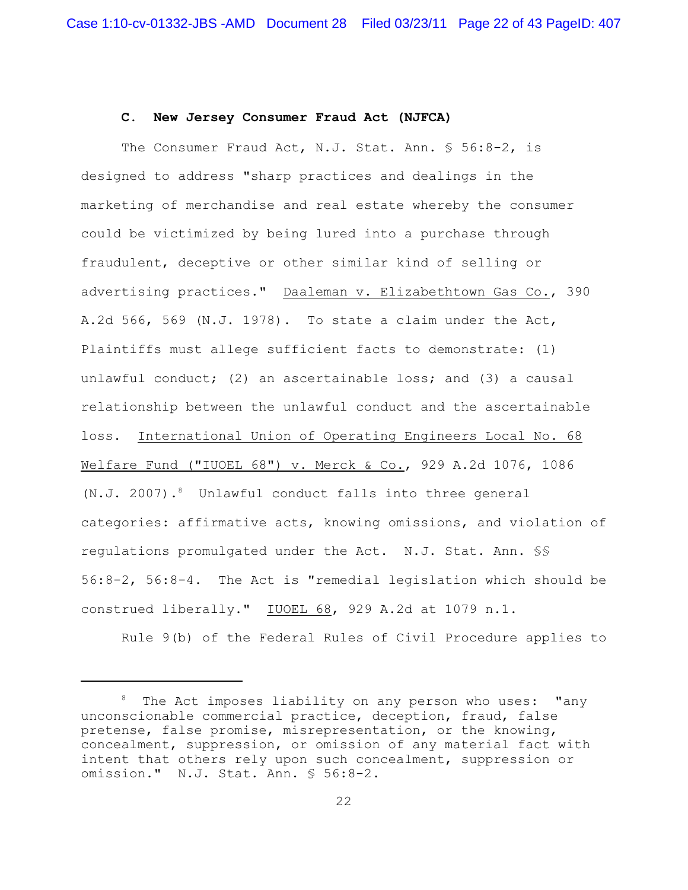### C. New Jersey Consumer Fraud Act (NJFCA)

The Consumer Fraud Act, N.J. Stat. Ann. § 56:8-2, is designed to address "sharp practices and dealings in the marketing of merchandise and real estate whereby the consumer could be victimized by being lured into a purchase through fraudulent, deceptive or other similar kind of selling or advertising practices." Daaleman v. Elizabethtown Gas Co., 390 A.2d 566, 569 (N.J. 1978). To state a claim under the Act, Plaintiffs must allege sufficient facts to demonstrate: (1) unlawful conduct; (2) an ascertainable loss; and (3) a causal relationship between the unlawful conduct and the ascertainable loss. International Union of Operating Engineers Local No. 68 Welfare Fund ("IUOEL 68") v. Merck & Co., 929 A.2d 1076, 1086 (N.J. 2007).[8] Unlawful conduct falls into three general categories: affirmative acts, knowing omissions, and violation of regulations promulgated under the Act. N.J. Stat. Ann. §§ 56:8-2, 56:8-4. The Act is "remedial legislation which should be construed liberally." IUOEL 68, 929 A.2d at 1079 n.1.

Rule 9(b) of the Federal Rules of Civil Procedure applies to

---

[8] The Act imposes liability on any person who uses: "any unconscionable commercial practice, deception, fraud, false pretense, false promise, misrepresentation, or the knowing, concealment, suppression, or omission of any material fact with intent that others rely upon such concealment, suppression or omission." N.J. Stat. Ann. § 56:8-2.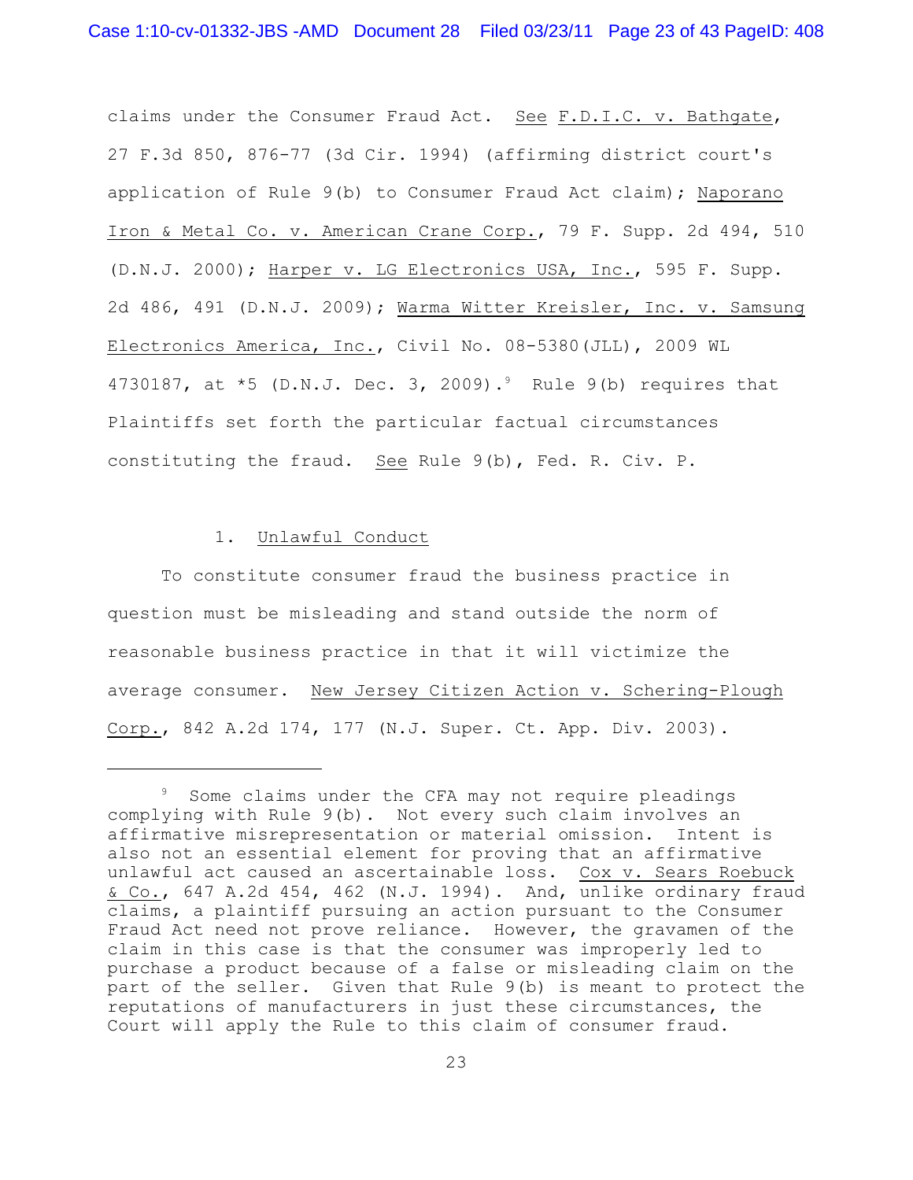claims under the Consumer Fraud Act. See F.D.I.C. v. Bathgate, 27 F.3d 850, 876-77 (3d Cir. 1994) (affirming district court's application of Rule 9(b) to Consumer Fraud Act claim); Naporano Iron & Metal Co. v. American Crane Corp., 79 F. Supp. 2d 494, 510 (D.N.J. 2000); Harper v. LG Electronics USA, Inc., 595 F. Supp. 2d 486, 491 (D.N.J. 2009); Warma Witter Kreisler, Inc. v. Samsung Electronics America, Inc., Civil No. 08-5380(JLL), 2009 WL 4730187, at *5 (D.N.J. Dec. 3, 2009).[9] Rule 9(b) requires that Plaintiffs set forth the particular factual circumstances constituting the fraud. See Rule 9(b), Fed. R. Civ. P.

1. Unlawful Conduct

To constitute consumer fraud the business practice in question must be misleading and stand outside the norm of reasonable business practice in that it will victimize the average consumer. New Jersey Citizen Action v. Schering-Plough Corp., 842 A.2d 174, 177 (N.J. Super. Ct. App. Div. 2003).

---

[9] Some claims under the CFA may not require pleadings complying with Rule 9(b). Not every such claim involves an affirmative misrepresentation or material omission. Intent is also not an essential element for proving that an affirmative unlawful act caused an ascertainable loss. Cox v. Sears Roebuck & Co., 647 A.2d 454, 462 (N.J. 1994). And, unlike ordinary fraud claims, a plaintiff pursuing an action pursuant to the Consumer Fraud Act need not prove reliance. However, the gravamen of the claim in this case is that the consumer was improperly led to purchase a product because of a false or misleading claim on the part of the seller. Given that Rule 9(b) is meant to protect the reputations of manufacturers in just these circumstances, the Court will apply the Rule to this claim of consumer fraud.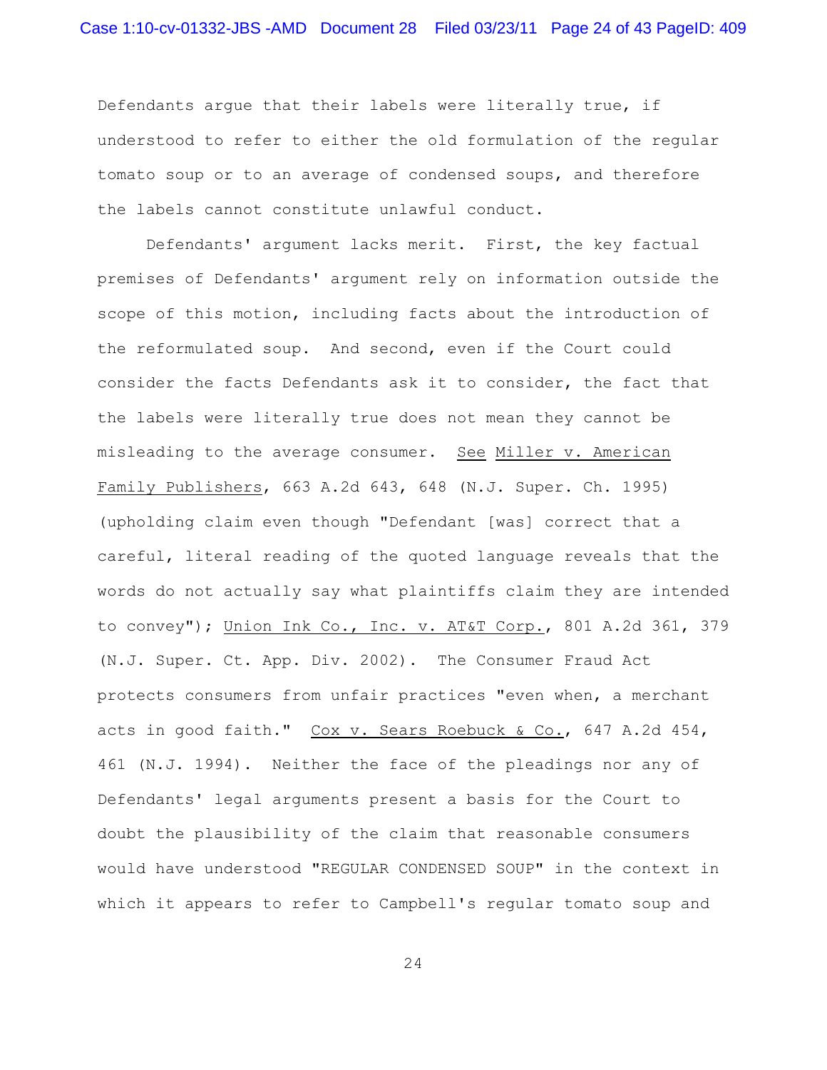Defendants argue that their labels were literally true, if understood to refer to either the old formulation of the regular tomato soup or to an average of condensed soups, and therefore the labels cannot constitute unlawful conduct.

Defendants' argument lacks merit. First, the key factual premises of Defendants' argument rely on information outside the scope of this motion, including facts about the introduction of the reformulated soup. And second, even if the Court could consider the facts Defendants ask it to consider, the fact that the labels were literally true does not mean they cannot be misleading to the average consumer. See Miller v. American Family Publishers, 663 A.2d 643, 648 (N.J. Super. Ch. 1995) (upholding claim even though "Defendant [was] correct that a careful, literal reading of the quoted language reveals that the words do not actually say what plaintiffs claim they are intended to convey"); Union Ink Co., Inc. v. AT&T Corp., 801 A.2d 361, 379 (N.J. Super. Ct. App. Div. 2002). The Consumer Fraud Act protects consumers from unfair practices "even when, a merchant acts in good faith." Cox v. Sears Roebuck & Co., 647 A.2d 454, 461 (N.J. 1994). Neither the face of the pleadings nor any of Defendants' legal arguments present a basis for the Court to doubt the plausibility of the claim that reasonable consumers would have understood "REGULAR CONDENSED SOUP" in the context in which it appears to refer to Campbell's regular tomato soup and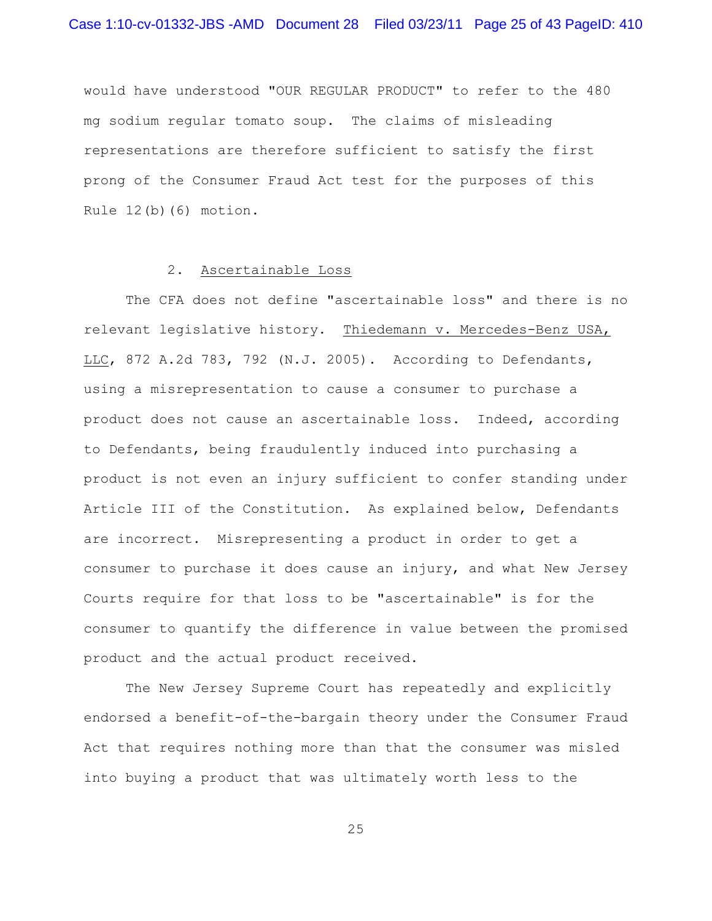would have understood "OUR REGULAR PRODUCT" to refer to the 480 mg sodium regular tomato soup. The claims of misleading representations are therefore sufficient to satisfy the first prong of the Consumer Fraud Act test for the purposes of this Rule 12(b)(6) motion.

2. Ascertainable Loss

The CFA does not define "ascertainable loss" and there is no relevant legislative history. Thiedemann v. Mercedes-Benz USA, LLC, 872 A.2d 783, 792 (N.J. 2005). According to Defendants, using a misrepresentation to cause a consumer to purchase a product does not cause an ascertainable loss. Indeed, according to Defendants, being fraudulently induced into purchasing a product is not even an injury sufficient to confer standing under Article III of the Constitution. As explained below, Defendants are incorrect. Misrepresenting a product in order to get a consumer to purchase it does cause an injury, and what New Jersey Courts require for that loss to be "ascertainable" is for the consumer to quantify the difference in value between the promised product and the actual product received.

The New Jersey Supreme Court has repeatedly and explicitly endorsed a benefit-of-the-bargain theory under the Consumer Fraud Act that requires nothing more than that the consumer was misled into buying a product that was ultimately worth less to the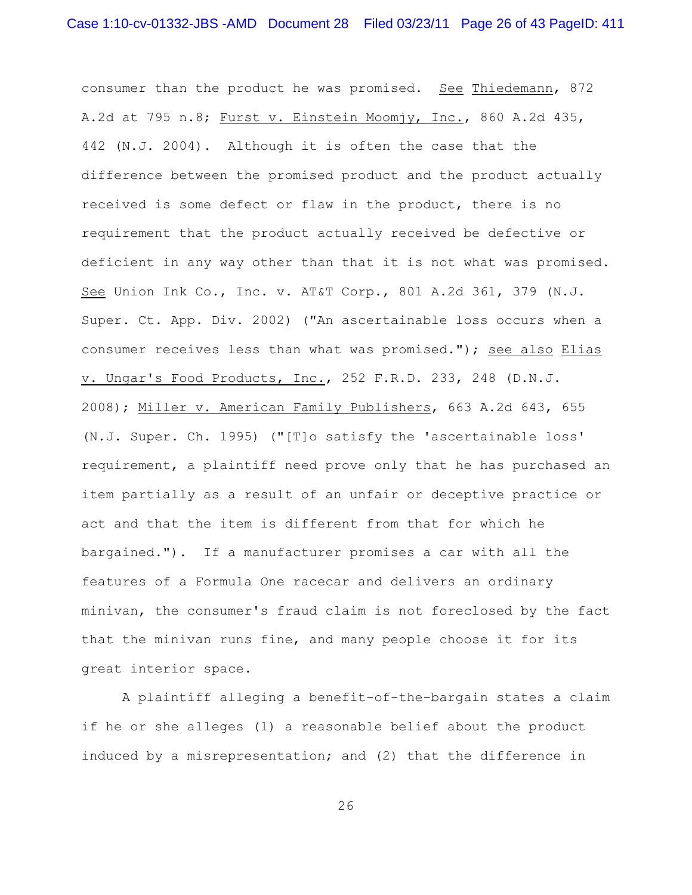consumer than the product he was promised. See Thiedemann, 872 A.2d at 795 n.8; Furst v. Einstein Moomjy, Inc., 860 A.2d 435, 442 (N.J. 2004). Although it is often the case that the difference between the promised product and the product actually received is some defect or flaw in the product, there is no requirement that the product actually received be defective or deficient in any way other than that it is not what was promised. See Union Ink Co., Inc. v. AT&T Corp., 801 A.2d 361, 379 (N.J. Super. Ct. App. Div. 2002) ("An ascertainable loss occurs when a consumer receives less than what was promised."); see also Elias v. Ungar's Food Products, Inc., 252 F.R.D. 233, 248 (D.N.J. 2008); Miller v. American Family Publishers, 663 A.2d 643, 655 (N.J. Super. Ch. 1995) ("[T]o satisfy the 'ascertainable loss' requirement, a plaintiff need prove only that he has purchased an item partially as a result of an unfair or deceptive practice or act and that the item is different from that for which he bargained."). If a manufacturer promises a car with all the features of a Formula One racecar and delivers an ordinary minivan, the consumer's fraud claim is not foreclosed by the fact that the minivan runs fine, and many people choose it for its great interior space.

A plaintiff alleging a benefit-of-the-bargain states a claim if he or she alleges (1) a reasonable belief about the product induced by a misrepresentation; and (2) that the difference in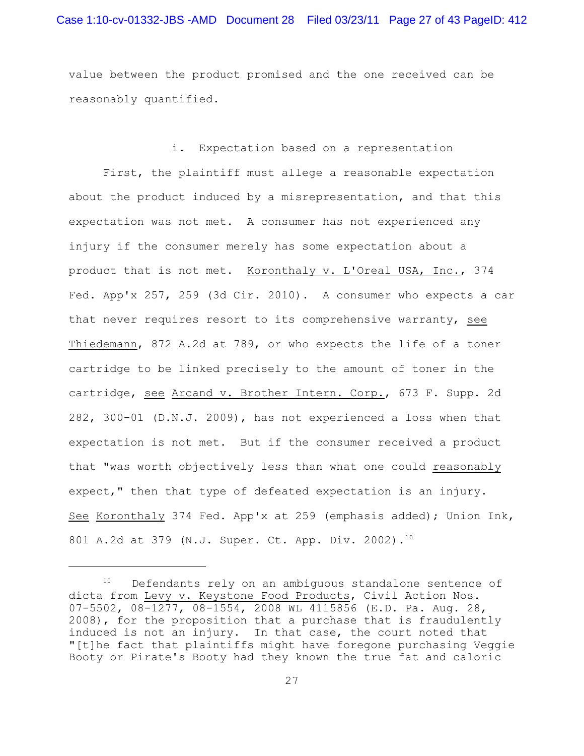value between the product promised and the one received can be reasonably quantified.

### i. Expectation based on a representation

First, the plaintiff must allege a reasonable expectation about the product induced by a misrepresentation, and that this expectation was not met. A consumer has not experienced any injury if the consumer merely has some expectation about a product that is not met. Koronthaly v. L'Oreal USA, Inc., 374 Fed. App'x 257, 259 (3d Cir. 2010). A consumer who expects a car that never requires resort to its comprehensive warranty, *see* Thiedemann, 872 A.2d at 789, or who expects the life of a toner cartridge to be linked precisely to the amount of toner in the cartridge, *see* Arcand v. Brother Intern. Corp., 673 F. Supp. 2d 282, 300-01 (D.N.J. 2009), has not experienced a loss when that expectation is not met. But if the consumer received a product that "was worth objectively less than what one could *reasonably* expect," then that type of defeated expectation is an injury. *See* Koronthaly 374 Fed. App'x at 259 (emphasis added); Union Ink, 801 A.2d at 379 (N.J. Super. Ct. App. Div. 2002).[10]

---

[10] Defendants rely on an ambiguous standalone sentence of dicta from Levy v. Keystone Food Products, Civil Action Nos. 07-5502, 08-1277, 08-1554, 2008 WL 4115856 (E.D. Pa. Aug. 28, 2008), for the proposition that a purchase that is fraudulently induced is not an injury. In that case, the court noted that "[t]he fact that plaintiffs might have foregone purchasing Veggie Booty or Pirate's Booty had they known the true fat and caloric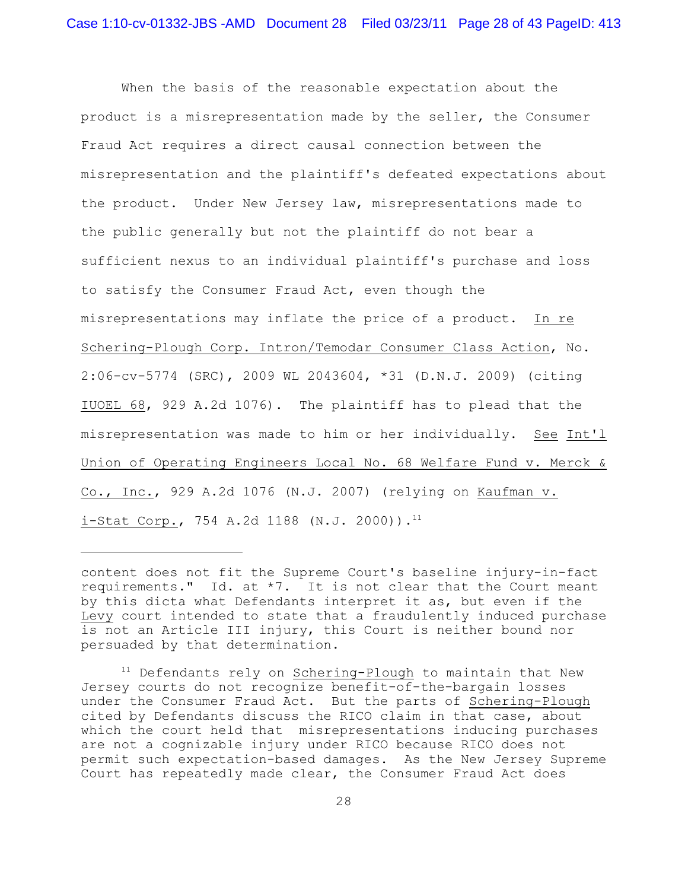When the basis of the reasonable expectation about the product is a misrepresentation made by the seller, the Consumer Fraud Act requires a direct causal connection between the misrepresentation and the plaintiff's defeated expectations about the product. Under New Jersey law, misrepresentations made to the public generally but not the plaintiff do not bear a sufficient nexus to an individual plaintiff's purchase and loss to satisfy the Consumer Fraud Act, even though the misrepresentations may inflate the price of a product. In re Schering-Plough Corp. Intron/Temodar Consumer Class Action, No. 2:06-cv-5774 (SRC), 2009 WL 2043604, *31 (D.N.J. 2009) (citing IUOEL 68, 929 A.2d 1076). The plaintiff has to plead that the misrepresentation was made to him or her individually. See Int'l Union of Operating Engineers Local No. 68 Welfare Fund v. Merck & Co., Inc., 929 A.2d 1076 (N.J. 2007) (relying on Kaufman v. i-Stat Corp., 754 A.2d 1188 (N.J. 2000)).[11]

---

content does not fit the Supreme Court's baseline injury-in-fact requirements." Id. at *7. It is not clear that the Court meant by this dicta what Defendants interpret it as, but even if the Levy court intended to state that a fraudulently induced purchase is not an Article III injury, this Court is neither bound nor persuaded by that determination.

[11] Defendants rely on Schering-Plough to maintain that New Jersey courts do not recognize benefit-of-the-bargain losses under the Consumer Fraud Act. But the parts of Schering-Plough cited by Defendants discuss the RICO claim in that case, about which the court held that misrepresentations inducing purchases are not a cognizable injury under RICO because RICO does not permit such expectation-based damages. As the New Jersey Supreme Court has repeatedly made clear, the Consumer Fraud Act does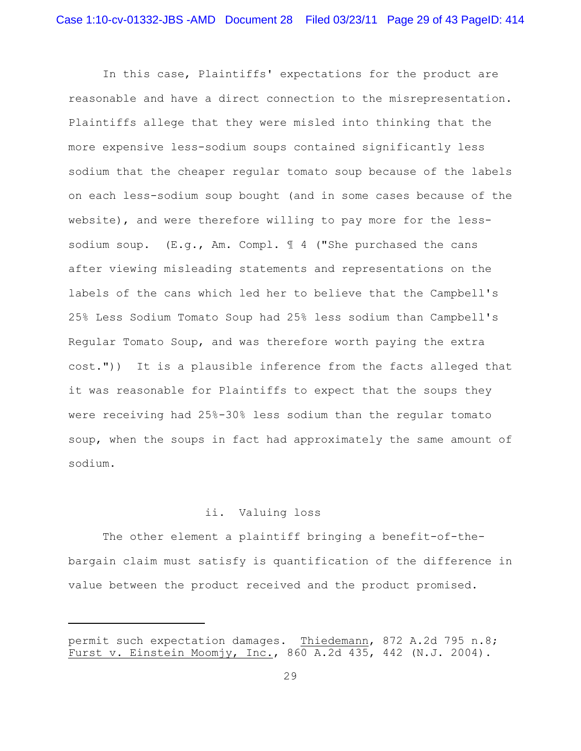In this case, Plaintiffs' expectations for the product are reasonable and have a direct connection to the misrepresentation. Plaintiffs allege that they were misled into thinking that the more expensive less-sodium soups contained significantly less sodium that the cheaper regular tomato soup because of the labels on each less-sodium soup bought (and in some cases because of the website), and were therefore willing to pay more for the less-sodium soup. (E.g., Am. Compl. ¶ 4 ("She purchased the cans after viewing misleading statements and representations on the labels of the cans which led her to believe that the Campbell's 25% Less Sodium Tomato Soup had 25% less sodium than Campbell's Regular Tomato Soup, and was therefore worth paying the extra cost.")) It is a plausible inference from the facts alleged that it was reasonable for Plaintiffs to expect that the soups they were receiving had 25%-30% less sodium than the regular tomato soup, when the soups in fact had approximately the same amount of sodium.

### ii. Valuing loss

The other element a plaintiff bringing a benefit-of-the-bargain claim must satisfy is quantification of the difference in value between the product received and the product promised.

---

permit such expectation damages. Thiedemann, 872 A.2d 795 n.8; Furst v. Einstein Moomjy, Inc., 860 A.2d 435, 442 (N.J. 2004).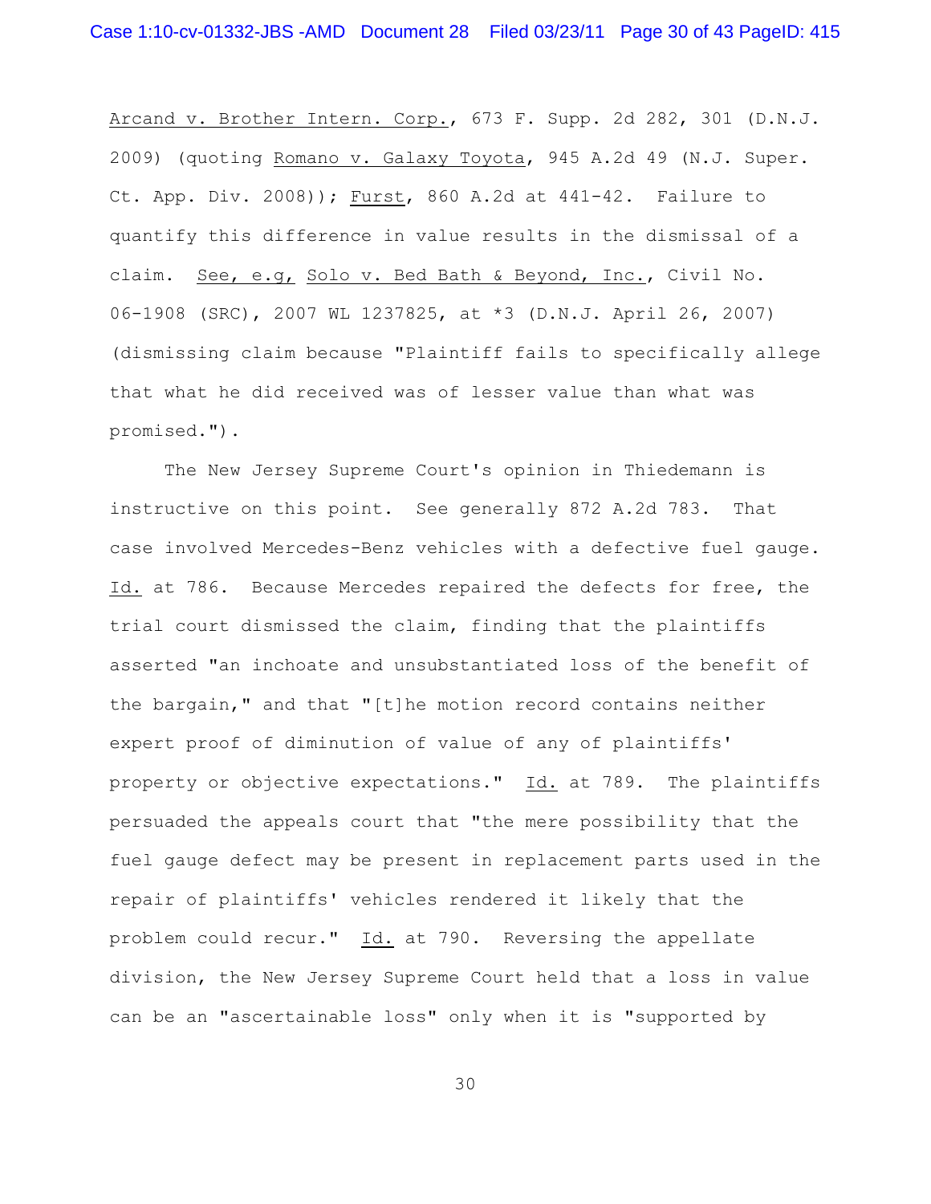Arcand v. Brother Intern. Corp., 673 F. Supp. 2d 282, 301 (D.N.J. 2009) (quoting Romano v. Galaxy Toyota, 945 A.2d 49 (N.J. Super. Ct. App. Div. 2008)); Furst, 860 A.2d at 441-42. Failure to quantify this difference in value results in the dismissal of a claim. See, e.g, Solo v. Bed Bath & Beyond, Inc., Civil No. 06-1908 (SRC), 2007 WL 1237825, at *3 (D.N.J. April 26, 2007) (dismissing claim because "Plaintiff fails to specifically allege that what he did received was of lesser value than what was promised.").

The New Jersey Supreme Court's opinion in Thiedemann is instructive on this point. See generally 872 A.2d 783. That case involved Mercedes-Benz vehicles with a defective fuel gauge. Id. at 786. Because Mercedes repaired the defects for free, the trial court dismissed the claim, finding that the plaintiffs asserted "an inchoate and unsubstantiated loss of the benefit of the bargain," and that "[t]he motion record contains neither expert proof of diminution of value of any of plaintiffs' property or objective expectations." Id. at 789. The plaintiffs persuaded the appeals court that "the mere possibility that the fuel gauge defect may be present in replacement parts used in the repair of plaintiffs' vehicles rendered it likely that the problem could recur." Id. at 790. Reversing the appellate division, the New Jersey Supreme Court held that a loss in value can be an "ascertainable loss" only when it is "supported by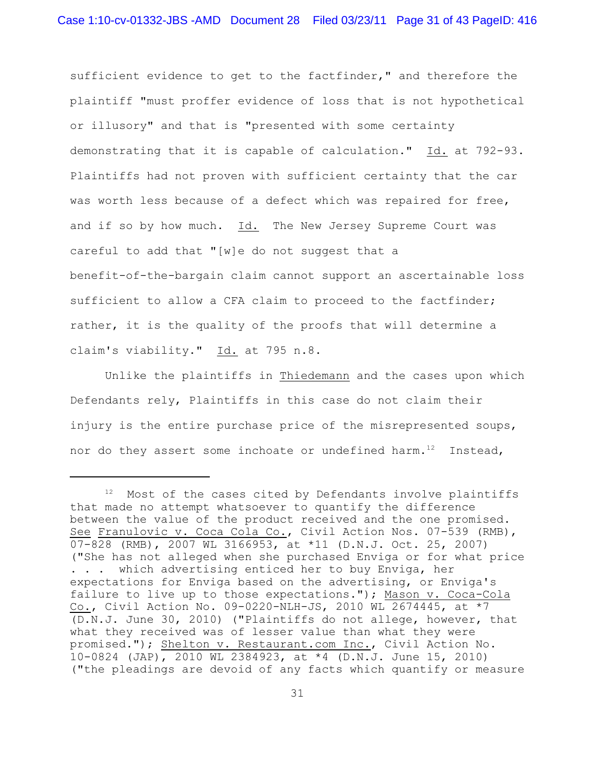sufficient evidence to get to the factfinder," and therefore the plaintiff "must proffer evidence of loss that is not hypothetical or illusory" and that is "presented with some certainty demonstrating that it is capable of calculation." Id. at 792-93. Plaintiffs had not proven with sufficient certainty that the car was worth less because of a defect which was repaired for free, and if so by how much. Id. The New Jersey Supreme Court was careful to add that "[w]e do not suggest that a benefit-of-the-bargain claim cannot support an ascertainable loss sufficient to allow a CFA claim to proceed to the factfinder; rather, it is the quality of the proofs that will determine a claim's viability." Id. at 795 n.8.

Unlike the plaintiffs in Thiedemann and the cases upon which Defendants rely, Plaintiffs in this case do not claim their injury is the entire purchase price of the misrepresented soups, nor do they assert some inchoate or undefined harm.[12] Instead,

---

[12] Most of the cases cited by Defendants involve plaintiffs that made no attempt whatsoever to quantify the difference between the value of the product received and the one promised. See Franulovic v. Coca Cola Co., Civil Action Nos. 07-539 (RMB), 07-828 (RMB), 2007 WL 3166953, at *11 (D.N.J. Oct. 25, 2007) ("She has not alleged when she purchased Enviga or for what price . . . which advertising enticed her to buy Enviga, her expectations for Enviga based on the advertising, or Enviga's failure to live up to those expectations."); Mason v. Coca-Cola Co., Civil Action No. 09-0220-NLH-JS, 2010 WL 2674445, at *7 (D.N.J. June 30, 2010) ("Plaintiffs do not allege, however, that what they received was of lesser value than what they were promised."); Shelton v. Restaurant.com Inc., Civil Action No. 10-0824 (JAP), 2010 WL 2384923, at *4 (D.N.J. June 15, 2010) ("the pleadings are devoid of any facts which quantify or measure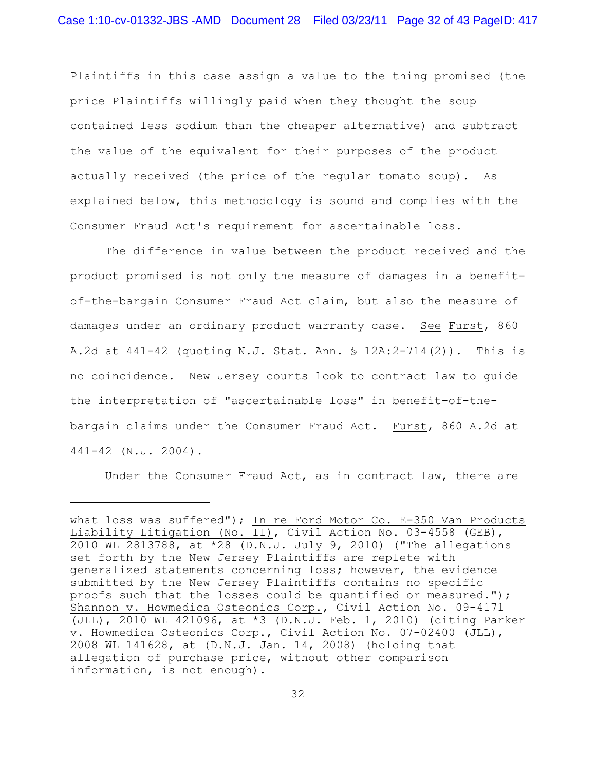Plaintiffs in this case assign a value to the thing promised (the price Plaintiffs willingly paid when they thought the soup contained less sodium than the cheaper alternative) and subtract the value of the equivalent for their purposes of the product actually received (the price of the regular tomato soup). As explained below, this methodology is sound and complies with the Consumer Fraud Act's requirement for ascertainable loss.

The difference in value between the product received and the product promised is not only the measure of damages in a benefit-of-the-bargain Consumer Fraud Act claim, but also the measure of damages under an ordinary product warranty case. See Furst, 860 A.2d at 441-42 (quoting N.J. Stat. Ann. § 12A:2-714(2)). This is no coincidence. New Jersey courts look to contract law to guide the interpretation of "ascertainable loss" in benefit-of-the-bargain claims under the Consumer Fraud Act. Furst, 860 A.2d at 441-42 (N.J. 2004).

Under the Consumer Fraud Act, as in contract law, there are

---

what loss was suffered"); In re Ford Motor Co. E-350 Van Products Liability Litigation (No. II), Civil Action No. 03-4558 (GEB), 2010 WL 2813788, at *28 (D.N.J. July 9, 2010) ("The allegations set forth by the New Jersey Plaintiffs are replete with generalized statements concerning loss; however, the evidence submitted by the New Jersey Plaintiffs contains no specific proofs such that the losses could be quantified or measured."); Shannon v. Howmedica Osteonics Corp., Civil Action No. 09-4171 (JLL), 2010 WL 421096, at *3 (D.N.J. Feb. 1, 2010) (citing Parker v. Howmedica Osteonics Corp., Civil Action No. 07-02400 (JLL), 2008 WL 141628, at (D.N.J. Jan. 14, 2008) (holding that allegation of purchase price, without other comparison information, is not enough).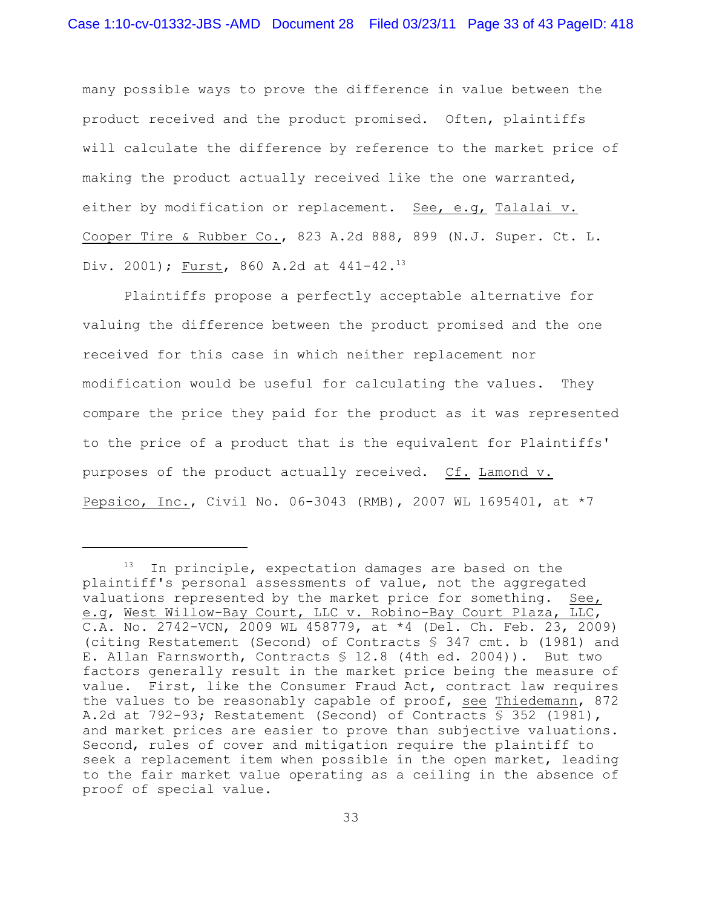many possible ways to prove the difference in value between the product received and the product promised. Often, plaintiffs will calculate the difference by reference to the market price of making the product actually received like the one warranted, either by modification or replacement. See, e.g, Talalai v. Cooper Tire & Rubber Co., 823 A.2d 888, 899 (N.J. Super. Ct. L. Div. 2001); Furst, 860 A.2d at 441-42.[13]

Plaintiffs propose a perfectly acceptable alternative for valuing the difference between the product promised and the one received for this case in which neither replacement nor modification would be useful for calculating the values. They compare the price they paid for the product as it was represented to the price of a product that is the equivalent for Plaintiffs' purposes of the product actually received. Cf. Lamond v. Pepsico, Inc., Civil No. 06-3043 (RMB), 2007 WL 1695401, at *7

---

[13] In principle, expectation damages are based on the plaintiff's personal assessments of value, not the aggregated valuations represented by the market price for something. See, e.g, West Willow-Bay Court, LLC v. Robino-Bay Court Plaza, LLC, C.A. No. 2742-VCN, 2009 WL 458779, at *4 (Del. Ch. Feb. 23, 2009) (citing Restatement (Second) of Contracts § 347 cmt. b (1981) and E. Allan Farnsworth, Contracts § 12.8 (4th ed. 2004)). But two factors generally result in the market price being the measure of value. First, like the Consumer Fraud Act, contract law requires the values to be reasonably capable of proof, see Thiedemann, 872 A.2d at 792-93; Restatement (Second) of Contracts § 352 (1981), and market prices are easier to prove than subjective valuations. Second, rules of cover and mitigation require the plaintiff to seek a replacement item when possible in the open market, leading to the fair market value operating as a ceiling in the absence of proof of special value.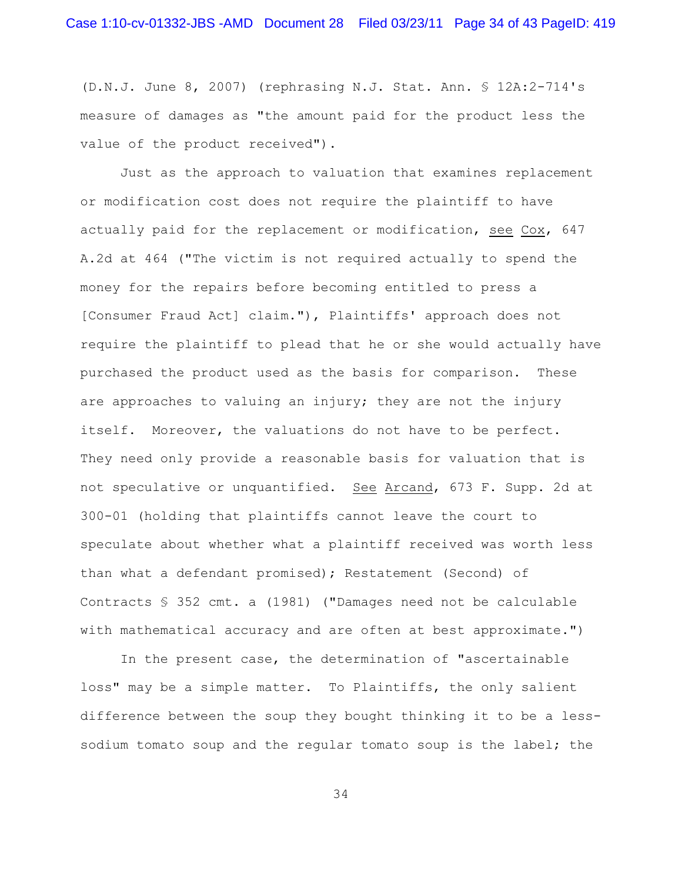(D.N.J. June 8, 2007) (rephrasing N.J. Stat. Ann. § 12A:2-714's measure of damages as "the amount paid for the product less the value of the product received").

Just as the approach to valuation that examines replacement or modification cost does not require the plaintiff to have actually paid for the replacement or modification, see Cox, 647 A.2d at 464 ("The victim is not required actually to spend the money for the repairs before becoming entitled to press a [Consumer Fraud Act] claim."), Plaintiffs' approach does not require the plaintiff to plead that he or she would actually have purchased the product used as the basis for comparison. These are approaches to valuing an injury; they are not the injury itself. Moreover, the valuations do not have to be perfect. They need only provide a reasonable basis for valuation that is not speculative or unquantified. See Arcand, 673 F. Supp. 2d at 300-01 (holding that plaintiffs cannot leave the court to speculate about whether what a plaintiff received was worth less than what a defendant promised); Restatement (Second) of Contracts § 352 cmt. a (1981) ("Damages need not be calculable with mathematical accuracy and are often at best approximate.")

In the present case, the determination of "ascertainable loss" may be a simple matter. To Plaintiffs, the only salient difference between the soup they bought thinking it to be a less-sodium tomato soup and the regular tomato soup is the label; the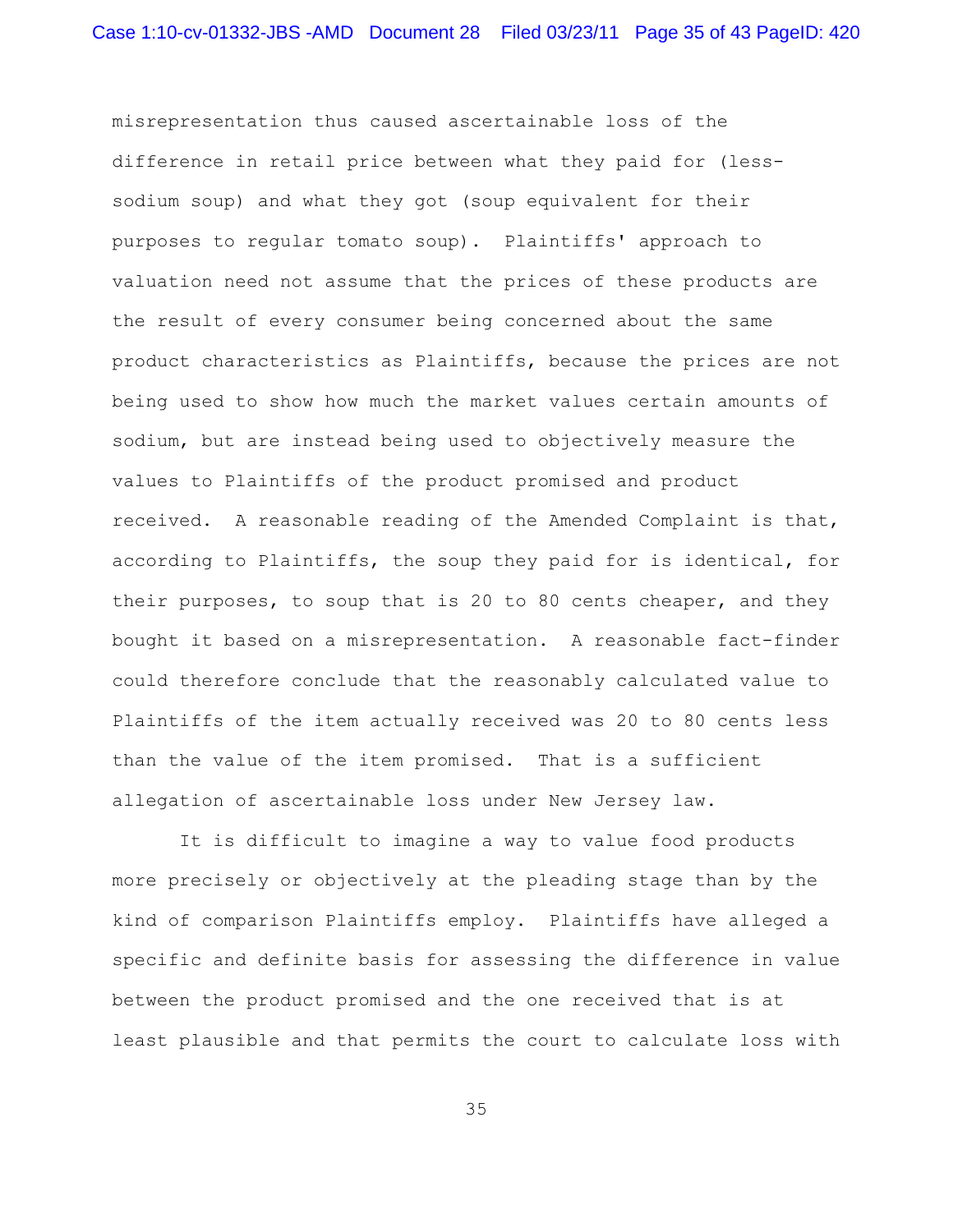misrepresentation thus caused ascertainable loss of the difference in retail price between what they paid for (less-sodium soup) and what they got (soup equivalent for their purposes to regular tomato soup). Plaintiffs' approach to valuation need not assume that the prices of these products are the result of every consumer being concerned about the same product characteristics as Plaintiffs, because the prices are not being used to show how much the market values certain amounts of sodium, but are instead being used to objectively measure the values to Plaintiffs of the product promised and product received. A reasonable reading of the Amended Complaint is that, according to Plaintiffs, the soup they paid for is identical, for their purposes, to soup that is 20 to 80 cents cheaper, and they bought it based on a misrepresentation. A reasonable fact-finder could therefore conclude that the reasonably calculated value to Plaintiffs of the item actually received was 20 to 80 cents less than the value of the item promised. That is a sufficient allegation of ascertainable loss under New Jersey law.

It is difficult to imagine a way to value food products more precisely or objectively at the pleading stage than by the kind of comparison Plaintiffs employ. Plaintiffs have alleged a specific and definite basis for assessing the difference in value between the product promised and the one received that is at least plausible and that permits the court to calculate loss with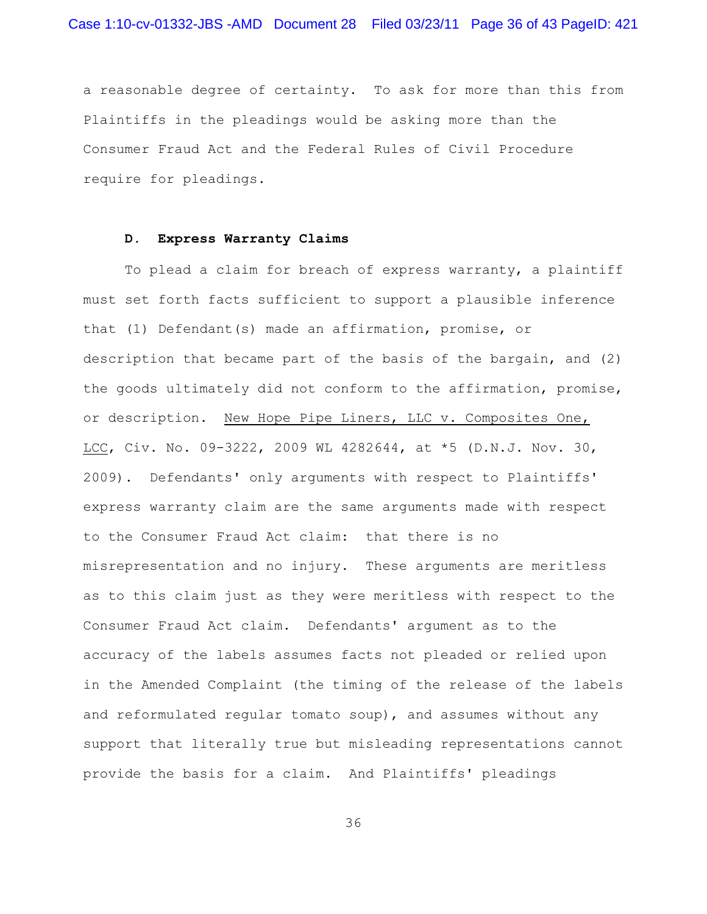a reasonable degree of certainty. To ask for more than this from Plaintiffs in the pleadings would be asking more than the Consumer Fraud Act and the Federal Rules of Civil Procedure require for pleadings.

### D. Express Warranty Claims

To plead a claim for breach of express warranty, a plaintiff must set forth facts sufficient to support a plausible inference that (1) Defendant(s) made an affirmation, promise, or description that became part of the basis of the bargain, and (2) the goods ultimately did not conform to the affirmation, promise, or description. New Hope Pipe Liners, LLC v. Composites One, LCC, Civ. No. 09-3222, 2009 WL 4282644, at *5 (D.N.J. Nov. 30, 2009). Defendants' only arguments with respect to Plaintiffs' express warranty claim are the same arguments made with respect to the Consumer Fraud Act claim: that there is no misrepresentation and no injury. These arguments are meritless as to this claim just as they were meritless with respect to the Consumer Fraud Act claim. Defendants' argument as to the accuracy of the labels assumes facts not pleaded or relied upon in the Amended Complaint (the timing of the release of the labels and reformulated regular tomato soup), and assumes without any support that literally true but misleading representations cannot provide the basis for a claim. And Plaintiffs' pleadings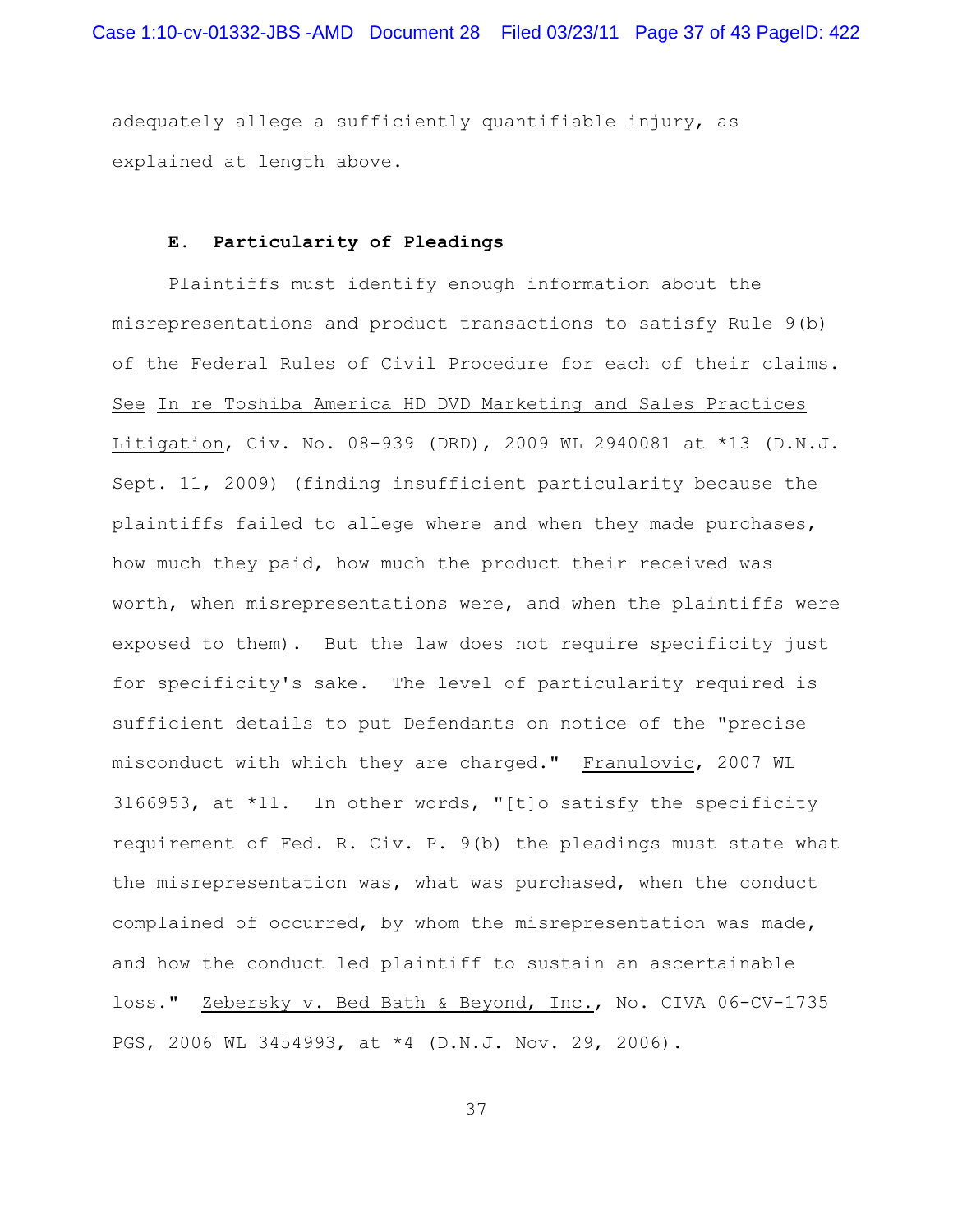adequately allege a sufficiently quantifiable injury, as explained at length above.

### E. Particularity of Pleadings

Plaintiffs must identify enough information about the misrepresentations and product transactions to satisfy Rule 9(b) of the Federal Rules of Civil Procedure for each of their claims. See In re Toshiba America HD DVD Marketing and Sales Practices Litigation, Civ. No. 08-939 (DRD), 2009 WL 2940081 at *13 (D.N.J. Sept. 11, 2009) (finding insufficient particularity because the plaintiffs failed to allege where and when they made purchases, how much they paid, how much the product their received was worth, when misrepresentations were, and when the plaintiffs were exposed to them). But the law does not require specificity just for specificity's sake. The level of particularity required is sufficient details to put Defendants on notice of the "precise misconduct with which they are charged." Franulovic, 2007 WL 3166953, at *11. In other words, "[t]o satisfy the specificity requirement of Fed. R. Civ. P. 9(b) the pleadings must state what the misrepresentation was, what was purchased, when the conduct complained of occurred, by whom the misrepresentation was made, and how the conduct led plaintiff to sustain an ascertainable loss." Zebersky v. Bed Bath & Beyond, Inc., No. CIVA 06-CV-1735 PGS, 2006 WL 3454993, at *4 (D.N.J. Nov. 29, 2006).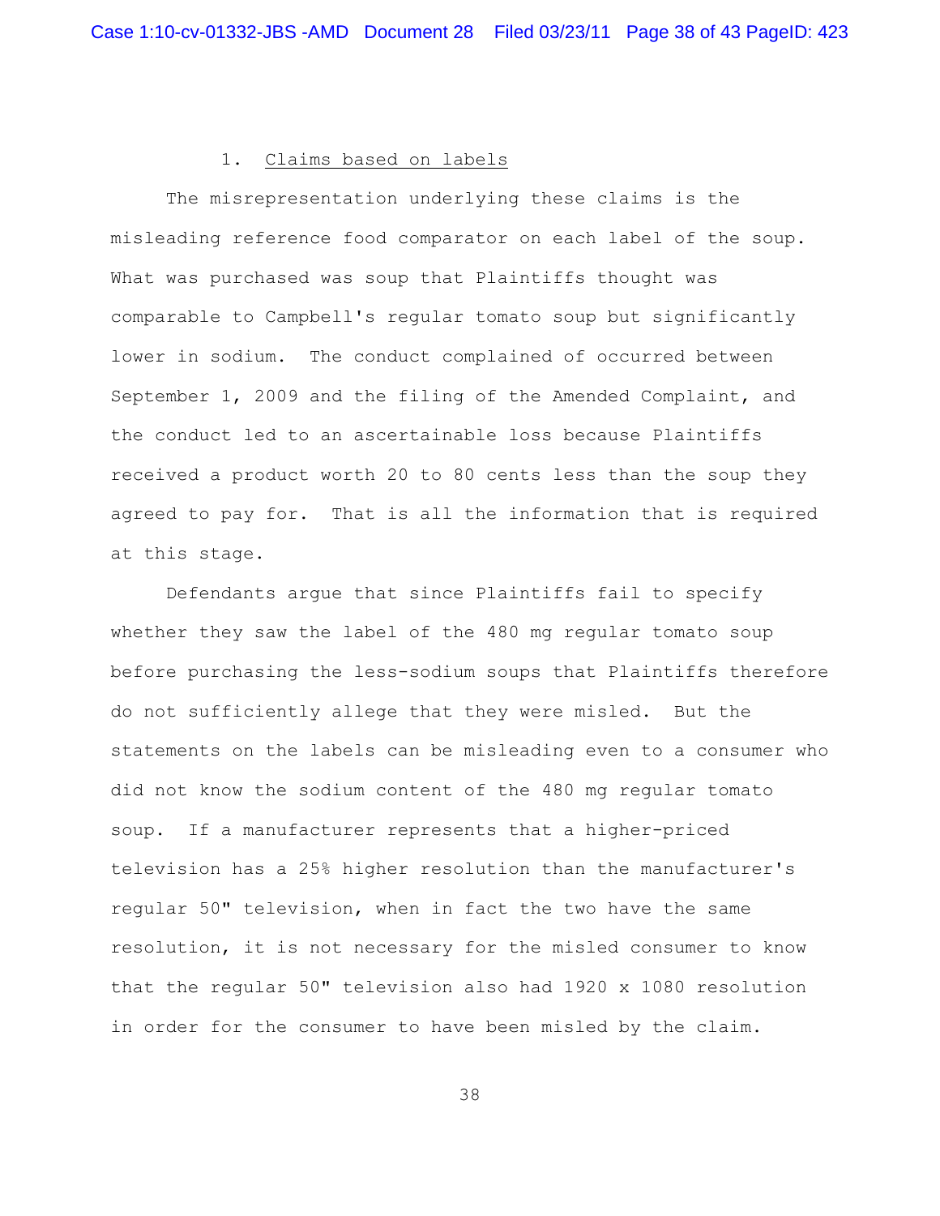1. <u>Claims based on labels</u>

The misrepresentation underlying these claims is the misleading reference food comparator on each label of the soup. What was purchased was soup that Plaintiffs thought was comparable to Campbell's regular tomato soup but significantly lower in sodium. The conduct complained of occurred between September 1, 2009 and the filing of the Amended Complaint, and the conduct led to an ascertainable loss because Plaintiffs received a product worth 20 to 80 cents less than the soup they agreed to pay for. That is all the information that is required at this stage.

Defendants argue that since Plaintiffs fail to specify whether they saw the label of the 480 mg regular tomato soup before purchasing the less-sodium soups that Plaintiffs therefore do not sufficiently allege that they were misled. But the statements on the labels can be misleading even to a consumer who did not know the sodium content of the 480 mg regular tomato soup. If a manufacturer represents that a higher-priced television has a 25% higher resolution than the manufacturer's regular 50" television, when in fact the two have the same resolution, it is not necessary for the misled consumer to know that the regular 50" television also had 1920 x 1080 resolution in order for the consumer to have been misled by the claim.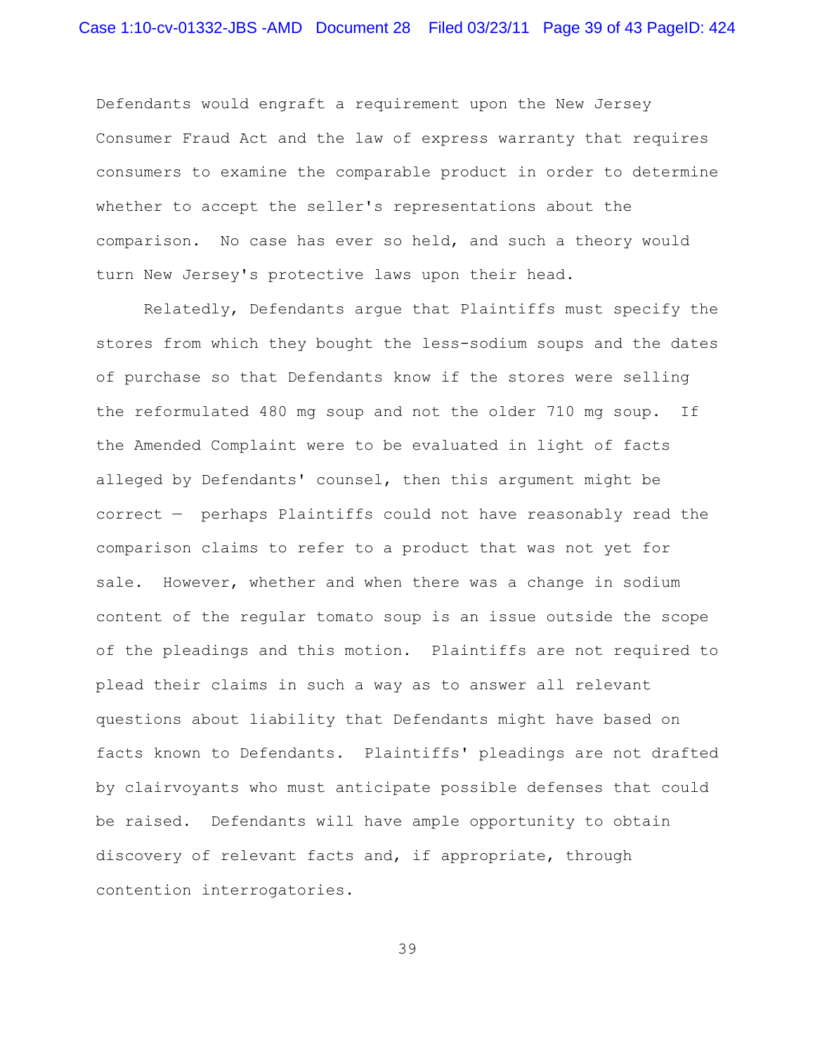Defendants would engraft a requirement upon the New Jersey Consumer Fraud Act and the law of express warranty that requires consumers to examine the comparable product in order to determine whether to accept the seller's representations about the comparison. No case has ever so held, and such a theory would turn New Jersey's protective laws upon their head.

Relatedly, Defendants argue that Plaintiffs must specify the stores from which they bought the less-sodium soups and the dates of purchase so that Defendants know if the stores were selling the reformulated 480 mg soup and not the older 710 mg soup. If the Amended Complaint were to be evaluated in light of facts alleged by Defendants' counsel, then this argument might be correct — perhaps Plaintiffs could not have reasonably read the comparison claims to refer to a product that was not yet for sale. However, whether and when there was a change in sodium content of the regular tomato soup is an issue outside the scope of the pleadings and this motion. Plaintiffs are not required to plead their claims in such a way as to answer all relevant questions about liability that Defendants might have based on facts known to Defendants. Plaintiffs' pleadings are not drafted by clairvoyants who must anticipate possible defenses that could be raised. Defendants will have ample opportunity to obtain discovery of relevant facts and, if appropriate, through contention interrogatories.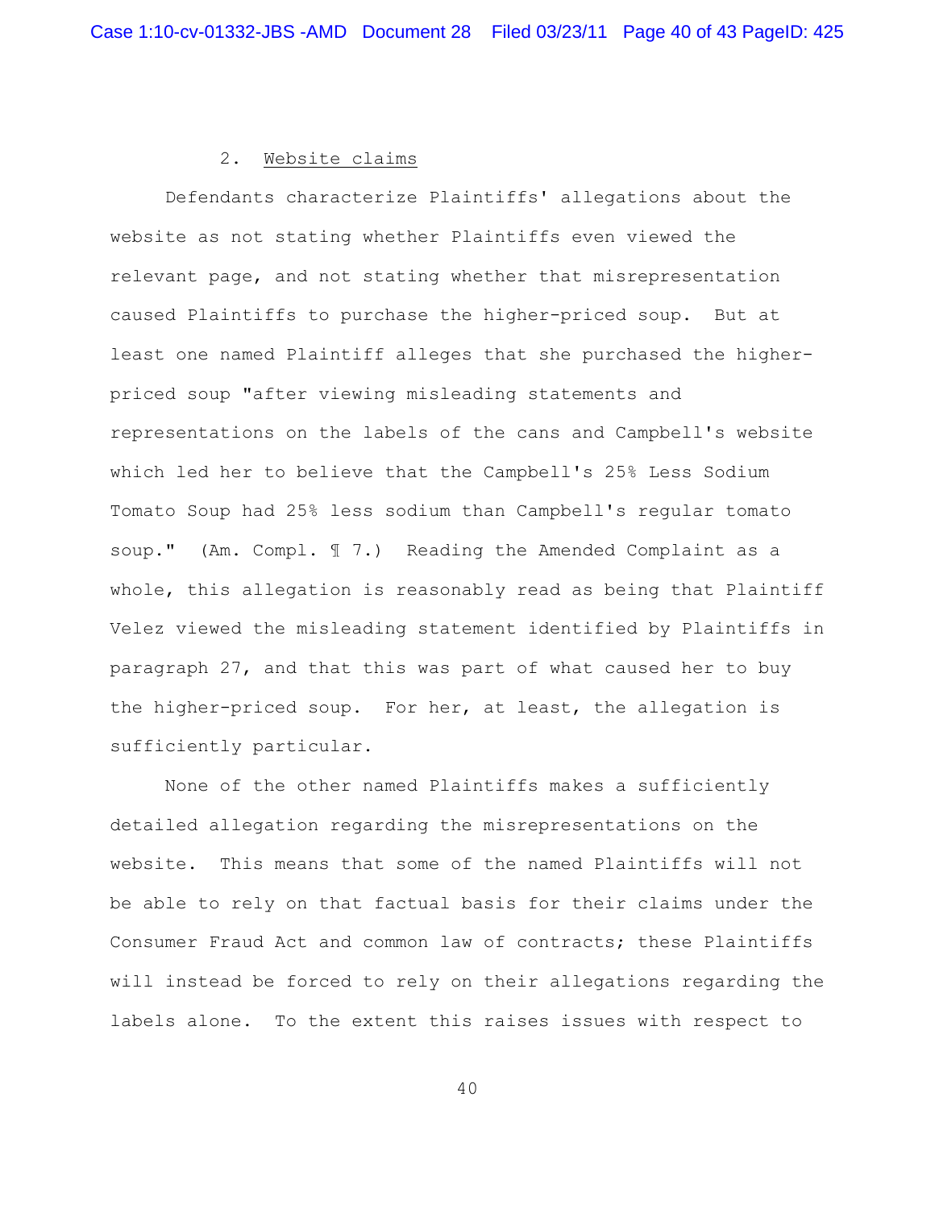2. <u>Website claims</u>

Defendants characterize Plaintiffs' allegations about the website as not stating whether Plaintiffs even viewed the relevant page, and not stating whether that misrepresentation caused Plaintiffs to purchase the higher-priced soup. But at least one named Plaintiff alleges that she purchased the higher-priced soup "after viewing misleading statements and representations on the labels of the cans and Campbell's website which led her to believe that the Campbell's 25% Less Sodium Tomato Soup had 25% less sodium than Campbell's regular tomato soup." (Am. Compl. ¶ 7.) Reading the Amended Complaint as a whole, this allegation is reasonably read as being that Plaintiff Velez viewed the misleading statement identified by Plaintiffs in paragraph 27, and that this was part of what caused her to buy the higher-priced soup. For her, at least, the allegation is sufficiently particular.

None of the other named Plaintiffs makes a sufficiently detailed allegation regarding the misrepresentations on the website. This means that some of the named Plaintiffs will not be able to rely on that factual basis for their claims under the Consumer Fraud Act and common law of contracts; these Plaintiffs will instead be forced to rely on their allegations regarding the labels alone. To the extent this raises issues with respect to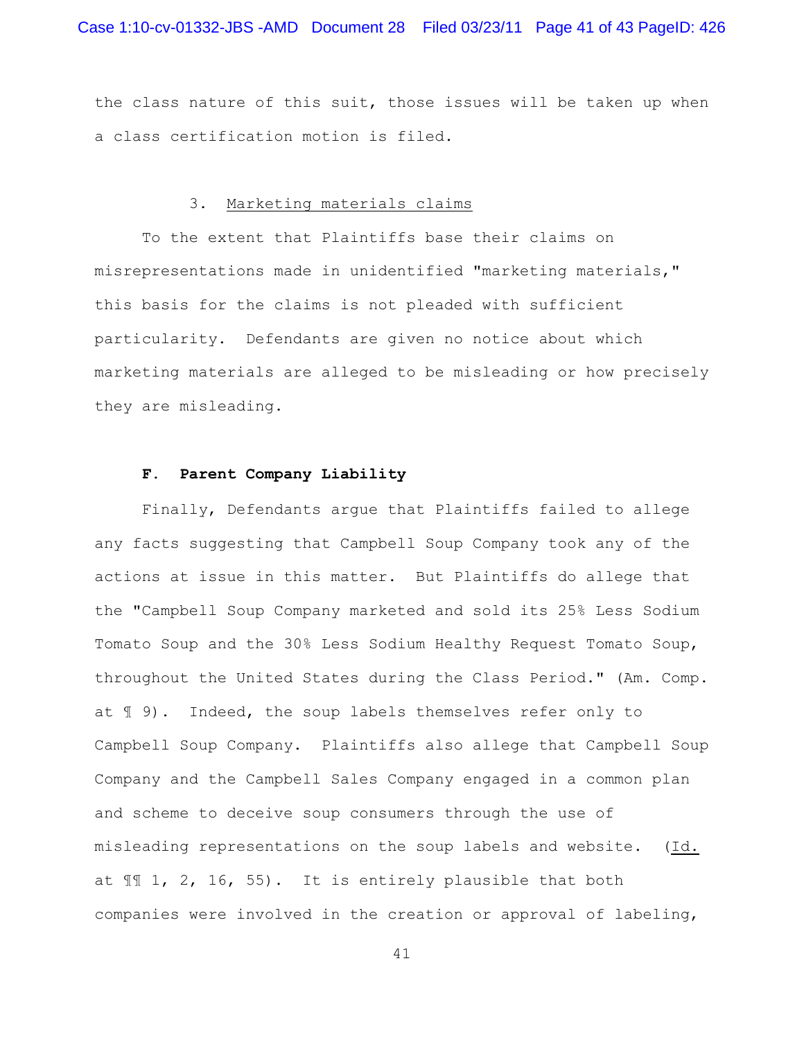the class nature of this suit, those issues will be taken up when a class certification motion is filed.

3. Marketing materials claims

To the extent that Plaintiffs base their claims on misrepresentations made in unidentified "marketing materials," this basis for the claims is not pleaded with sufficient particularity. Defendants are given no notice about which marketing materials are alleged to be misleading or how precisely they are misleading.

**F. Parent Company Liability**

Finally, Defendants argue that Plaintiffs failed to allege any facts suggesting that Campbell Soup Company took any of the actions at issue in this matter. But Plaintiffs do allege that the "Campbell Soup Company marketed and sold its 25% Less Sodium Tomato Soup and the 30% Less Sodium Healthy Request Tomato Soup, throughout the United States during the Class Period." (Am. Comp. at ¶ 9). Indeed, the soup labels themselves refer only to Campbell Soup Company. Plaintiffs also allege that Campbell Soup Company and the Campbell Sales Company engaged in a common plan and scheme to deceive soup consumers through the use of misleading representations on the soup labels and website. (Id. at ¶¶ 1, 2, 16, 55). It is entirely plausible that both companies were involved in the creation or approval of labeling,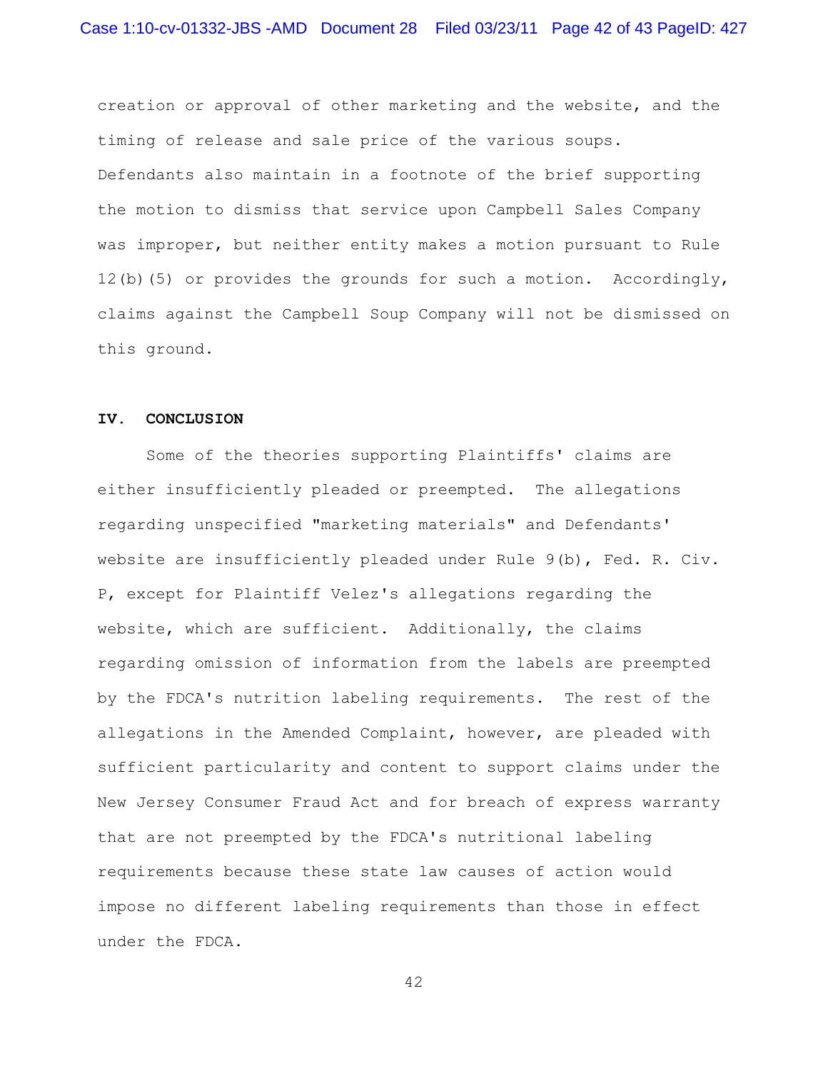creation or approval of other marketing and the website, and the timing of release and sale price of the various soups. Defendants also maintain in a footnote of the brief supporting the motion to dismiss that service upon Campbell Sales Company was improper, but neither entity makes a motion pursuant to Rule 12(b)(5) or provides the grounds for such a motion. Accordingly, claims against the Campbell Soup Company will not be dismissed on this ground.

## IV. CONCLUSION

Some of the theories supporting Plaintiffs' claims are either insufficiently pleaded or preempted. The allegations regarding unspecified "marketing materials" and Defendants' website are insufficiently pleaded under Rule 9(b), Fed. R. Civ. P, except for Plaintiff Velez's allegations regarding the website, which are sufficient. Additionally, the claims regarding omission of information from the labels are preempted by the FDCA's nutrition labeling requirements. The rest of the allegations in the Amended Complaint, however, are pleaded with sufficient particularity and content to support claims under the New Jersey Consumer Fraud Act and for breach of express warranty that are not preempted by the FDCA's nutritional labeling requirements because these state law causes of action would impose no different labeling requirements than those in effect under the FDCA.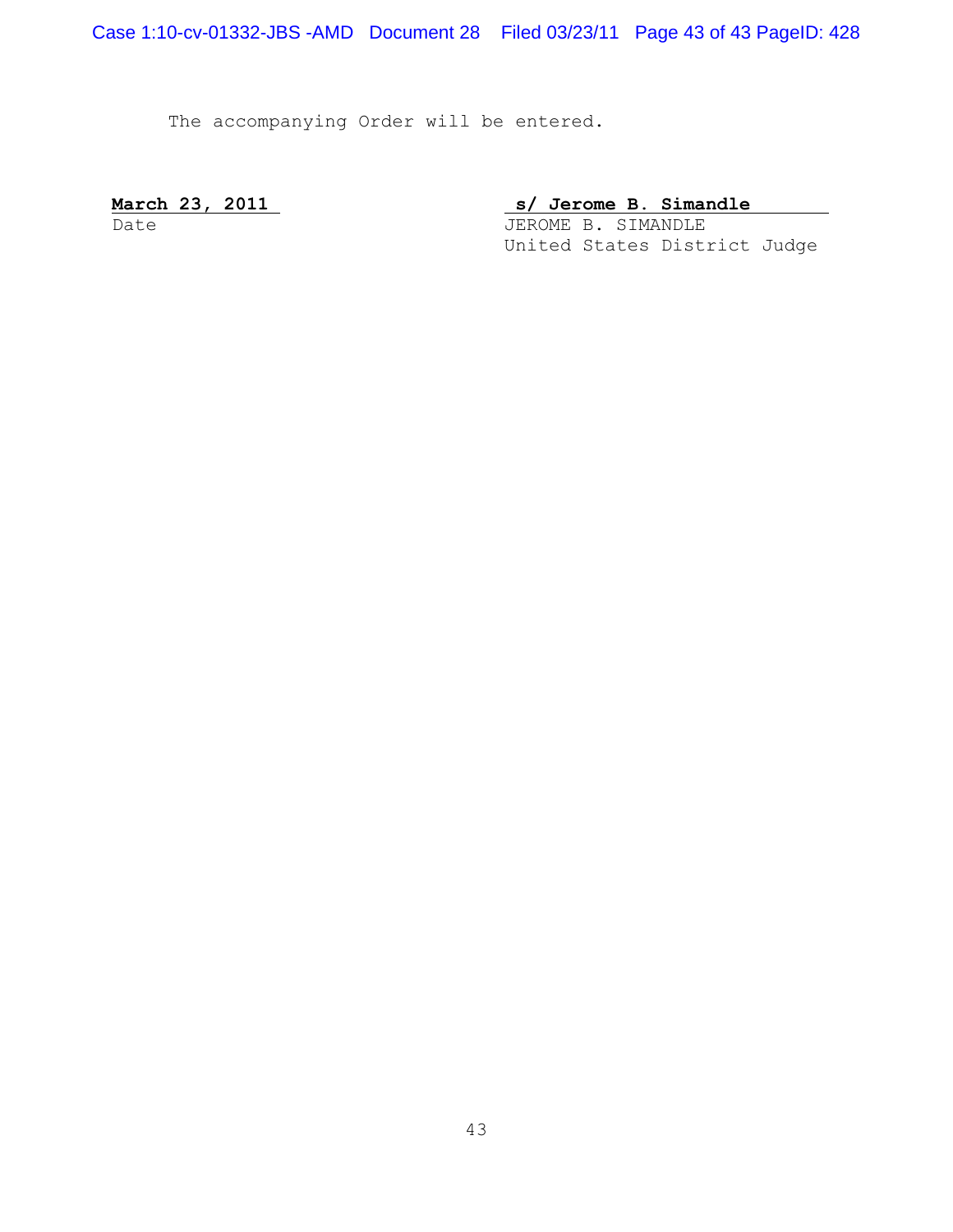The accompanying Order will be entered.

**March 23, 2011**
Date

**s/ Jerome B. Simandle**
JEROME B. SIMANDLE
United States District Judge